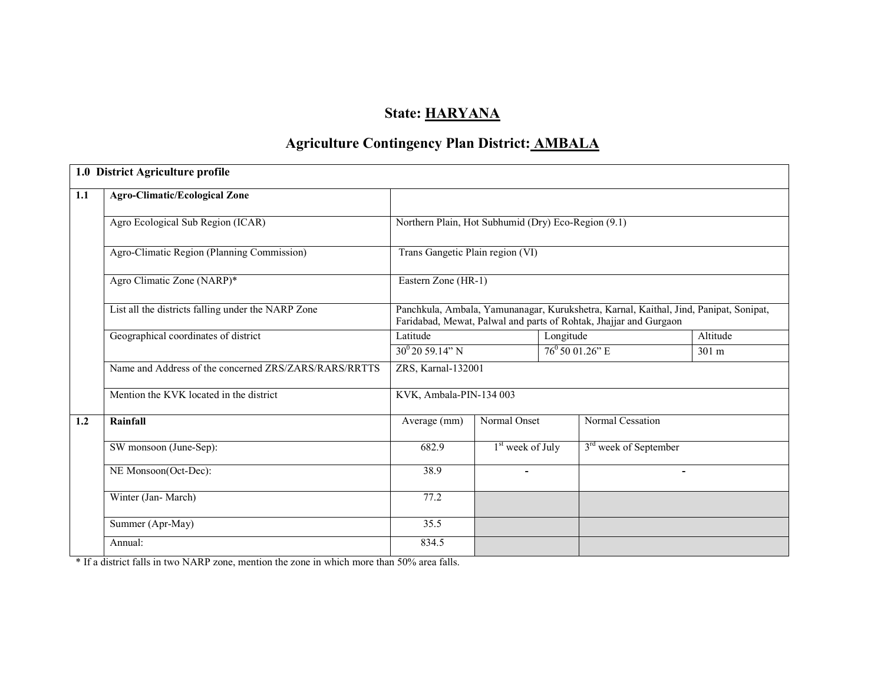# State: HARYANA

## Agriculture Contingency Plan District: AMBALA

| 1.0 District Agriculture profile | | | | | |
|---|---|---|---|---|---|
| 1.1 | **Agro-Climatic/Ecological Zone** | | | | |
| | Agro Ecological Sub Region (ICAR) | Northern Plain, Hot Subhumid (Dry) Eco-Region (9.1) | | | |
| | Agro-Climatic Region (Planning Commission) | Trans Gangetic Plain region (VI) | | | |
| | Agro Climatic Zone (NARP)* | Eastern Zone (HR-1) | | | |
| | List all the districts falling under the NARP Zone | Panchkula, Ambala, Yamunanagar, Kurukshetra, Karnal, Kaithal, Jind, Panipat, Sonipat, Faridabad, Mewat, Palwal and parts of Rohtak, Jhajjar and Gurgaon | | | |
| | Geographical coordinates of district | Latitude | | Longitude | Altitude |
| | | $30^0$ 20 59.14" N | | $76^0$ 50 01.26" E | 301 m |
| | Name and Address of the concerned ZRS/ZARS/RARS/RRTTS | ZRS, Karnal-132001 | | | |
| | Mention the KVK located in the district | KVK, Ambala-PIN-134 003 | | | |
| 1.2 | **Rainfall** | Average (mm) | Normal Onset | Normal Cessation | |
| | SW monsoon (June-Sep): | 682.9 | 1st week of July | 3rd week of September | |
| | NE Monsoon(Oct-Dec): | 38.9 | - | - | |
| | Winter (Jan- March) | 77.2 | | | |
| | Summer (Apr-May) | 35.5 | | | |
| | Annual: | 834.5 | | | |

* If a district falls in two NARP zone, mention the zone in which more than 50% area falls.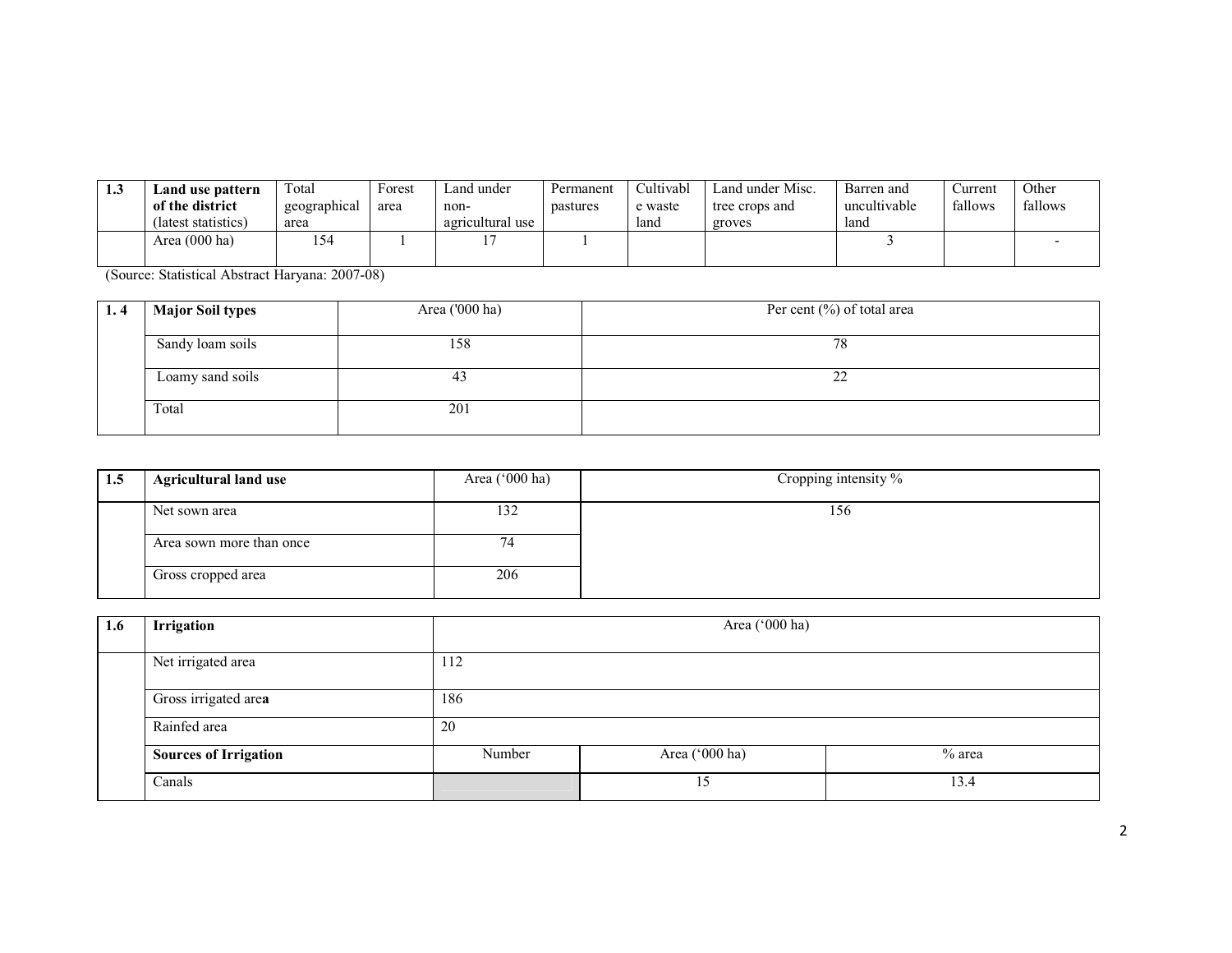| 1.3 | Land use pattern of the district (latest statistics) | Total geographical area | Forest area | Land under non-agricultural use | Permanent pastures | Cultivable waste land | Land under Misc. tree crops and groves | Barren and uncultivable land | Current fallows | Other fallows |
|---|---|---|---|---|---|---|---|---|---|---|
| | Area (000 ha) | 154 | 1 | 17 | 1 | | | 3 | | - |

(Source: Statistical Abstract Haryana: 2007-08)

| 1. 4 | Major Soil types | Area ('000 ha) | Per cent (%) of total area |
|---|---|---|---|
| | Sandy loam soils | 158 | 78 |
| | Loamy sand soils | 43 | 22 |
| | Total | 201 | |

| 1.5 | Agricultural land use | Area ('000 ha) | Cropping intensity % |
|---|---|---|---|
| | Net sown area | 132 | 156 |
| | Area sown more than once | 74 | |
| | Gross cropped area | 206 | |

| 1.6 | Irrigation | Area ('000 ha) | | |
|---|---|---|---|---|
| | Net irrigated area | 112 | | |
| | Gross irrigated area | 186 | | |
| | Rainfed area | 20 | | |
| | **Sources of Irrigation** | Number | Area ('000 ha) | % area |
| | Canals | | 15 | 13.4 |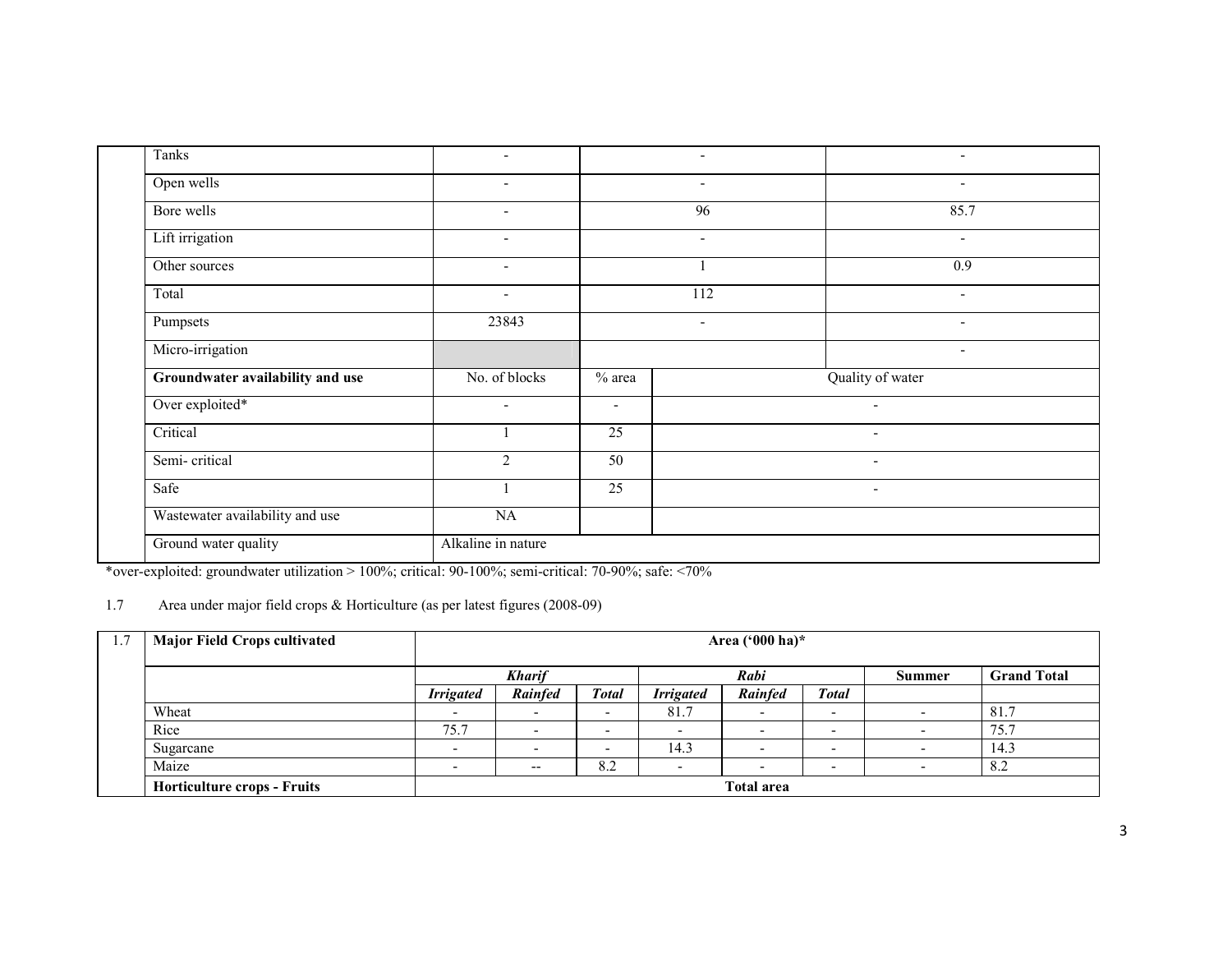|  | Tanks | - | - |  | - |
|---|---|---|---|---|---|
|  | Open wells | - | - |  | - |
|  | Bore wells | - | 96 |  | 85.7 |
|  | Lift irrigation | - | - |  | - |
|  | Other sources | - | 1 |  | 0.9 |
|  | Total | - | 112 |  | - |
|  | Pumpsets | 23843 | - |  | - |
|  | Micro-irrigation |  |  |  | - |
|  | **Groundwater availability and use** | No. of blocks | % area | Quality of water |  |
|  | Over exploited* | - | - | - |  |
|  | Critical | 1 | 25 | - |  |
|  | Semi- critical | 2 | 50 | - |  |
|  | Safe | 1 | 25 | - |  |
|  | Wastewater availability and use | NA |  |  |  |
|  | Ground water quality | Alkaline in nature |  |  |  |

*over-exploited: groundwater utilization > 100%; critical: 90-100%; semi-critical: 70-90%; safe: <70%

1.7 Area under major field crops & Horticulture (as per latest figures (2008-09)

| 1.7 | **Major Field Crops cultivated** | **Area ('000 ha)*** | | | | | | | |
|---|---|---|---|---|---|---|---|---|---|
|  |  | ***Kharif*** | | | ***Rabi*** | | | **Summer** | **Grand Total** |
|  |  | ***Irrigated*** | ***Rainfed*** | ***Total*** | ***Irrigated*** | ***Rainfed*** | ***Total*** |  |  |
|  | Wheat | - | - | - | 81.7 | - | - | - | 81.7 |
|  | Rice | 75.7 | - | - | - | - | - | - | 75.7 |
|  | Sugarcane | - | - | - | 14.3 | - | - | - | 14.3 |
|  | Maize | - | -- | 8.2 | - | - | - | - | 8.2 |
|  | **Horticulture crops - Fruits** | **Total area** | | | | | | | |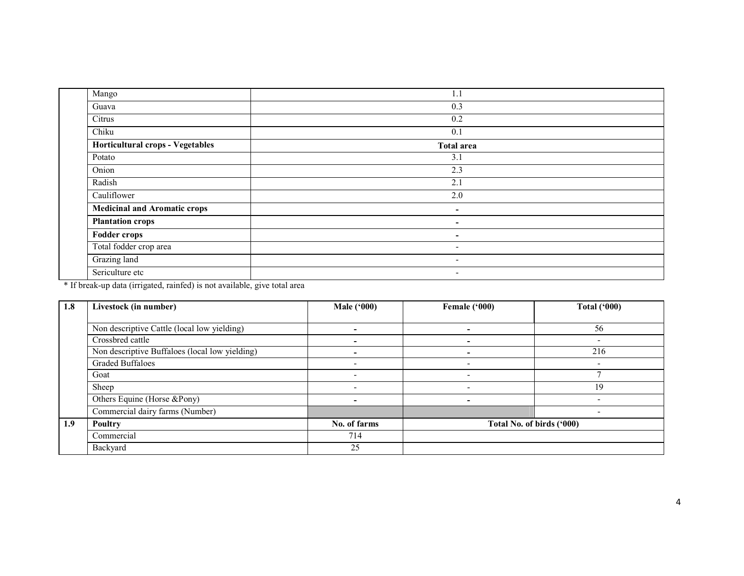| | | |
|---|---|---|
| | Mango | 1.1 |
| | Guava | 0.3 |
| | Citrus | 0.2 |
| | Chiku | 0.1 |
| | **Horticultural crops - Vegetables** | **Total area** |
| | Potato | 3.1 |
| | Onion | 2.3 |
| | Radish | 2.1 |
| | Cauliflower | 2.0 |
| | **Medicinal and Aromatic crops** | - |
| | **Plantation crops** | - |
| | **Fodder crops** | - |
| | Total fodder crop area | - |
| | Grazing land | - |
| | Sericulture etc | - |

* If break-up data (irrigated, rainfed) is not available, give total area

| **1.8** | **Livestock (in number)** | **Male ('000)** | **Female ('000)** | **Total ('000)** |
|---|---|---|---|---|
| | Non descriptive Cattle (local low yielding) | - | - | 56 |
| | Crossbred cattle | - | - | - |
| | Non descriptive Buffaloes (local low yielding) | - | - | 216 |
| | Graded Buffaloes | - | - | - |
| | Goat | - | - | 7 |
| | Sheep | - | - | 19 |
| | Others Equine (Horse &Pony) | - | - | - |
| | Commercial dairy farms (Number) | | | - |
| **1.9** | **Poultry** | **No. of farms** | **Total No. of birds ('000)** | |
| | Commercial | 714 | | |
| | Backyard | 25 | | |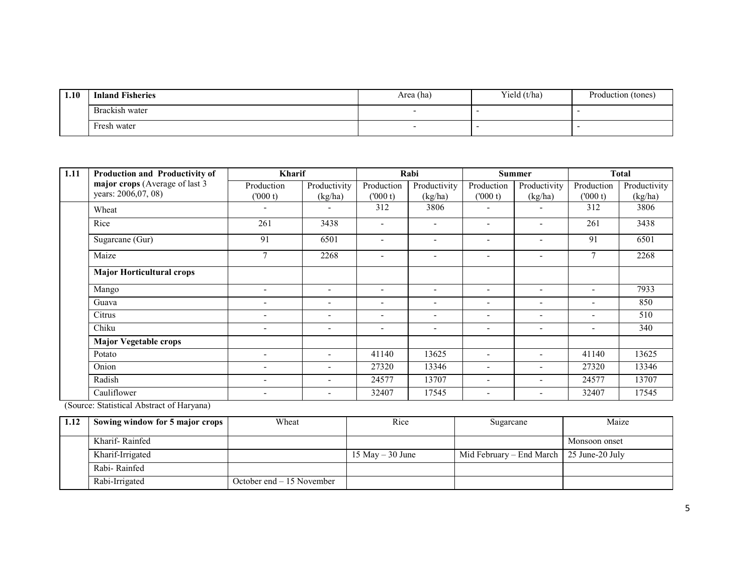| 1.10 | Inland Fisheries | Area (ha) | Yield (t/ha) | Production (tones) |
|---|---|---|---|---|
| | Brackish water | - | - | - |
| | Fresh water | - | - | - |

| 1.11 | **Production and Productivity of major crops** (Average of last 3 years: 2006,07, 08) | **Kharif** | | **Rabi** | | **Summer** | | **Total** | |
|---|---|---|---|---|---|---|---|---|---|
| | | Production ('000 t) | Productivity (kg/ha) | Production ('000 t) | Productivity (kg/ha) | Production ('000 t) | Productivity (kg/ha) | Production ('000 t) | Productivity (kg/ha) |
| | Wheat | - | - | 312 | 3806 | - | - | 312 | 3806 |
| | Rice | 261 | 3438 | - | - | - | - | 261 | 3438 |
| | Sugarcane (Gur) | 91 | 6501 | - | - | - | - | 91 | 6501 |
| | Maize | 7 | 2268 | - | - | - | - | 7 | 2268 |
| | **Major Horticultural crops** | | | | | | | | |
| | Mango | - | - | - | - | - | - | - | 7933 |
| | Guava | - | - | - | - | - | - | - | 850 |
| | Citrus | - | - | - | - | - | - | - | 510 |
| | Chiku | - | - | - | - | - | - | - | 340 |
| | **Major Vegetable crops** | | | | | | | | |
| | Potato | - | - | 41140 | 13625 | - | - | 41140 | 13625 |
| | Onion | - | - | 27320 | 13346 | - | - | 27320 | 13346 |
| | Radish | - | - | 24577 | 13707 | - | - | 24577 | 13707 |
| | Cauliflower | - | - | 32407 | 17545 | - | - | 32407 | 17545 |

(Source: Statistical Abstract of Haryana)

| 1.12 | **Sowing window for 5 major crops** | Wheat | Rice | Sugarcane | Maize |
|---|---|---|---|---|---|
| | Kharif- Rainfed | | | | Monsoon onset |
| | Kharif-Irrigated | | 15 May – 30 June | Mid February – End March | 25 June-20 July |
| | Rabi- Rainfed | | | | |
| | Rabi-Irrigated | October end – 15 November | | | |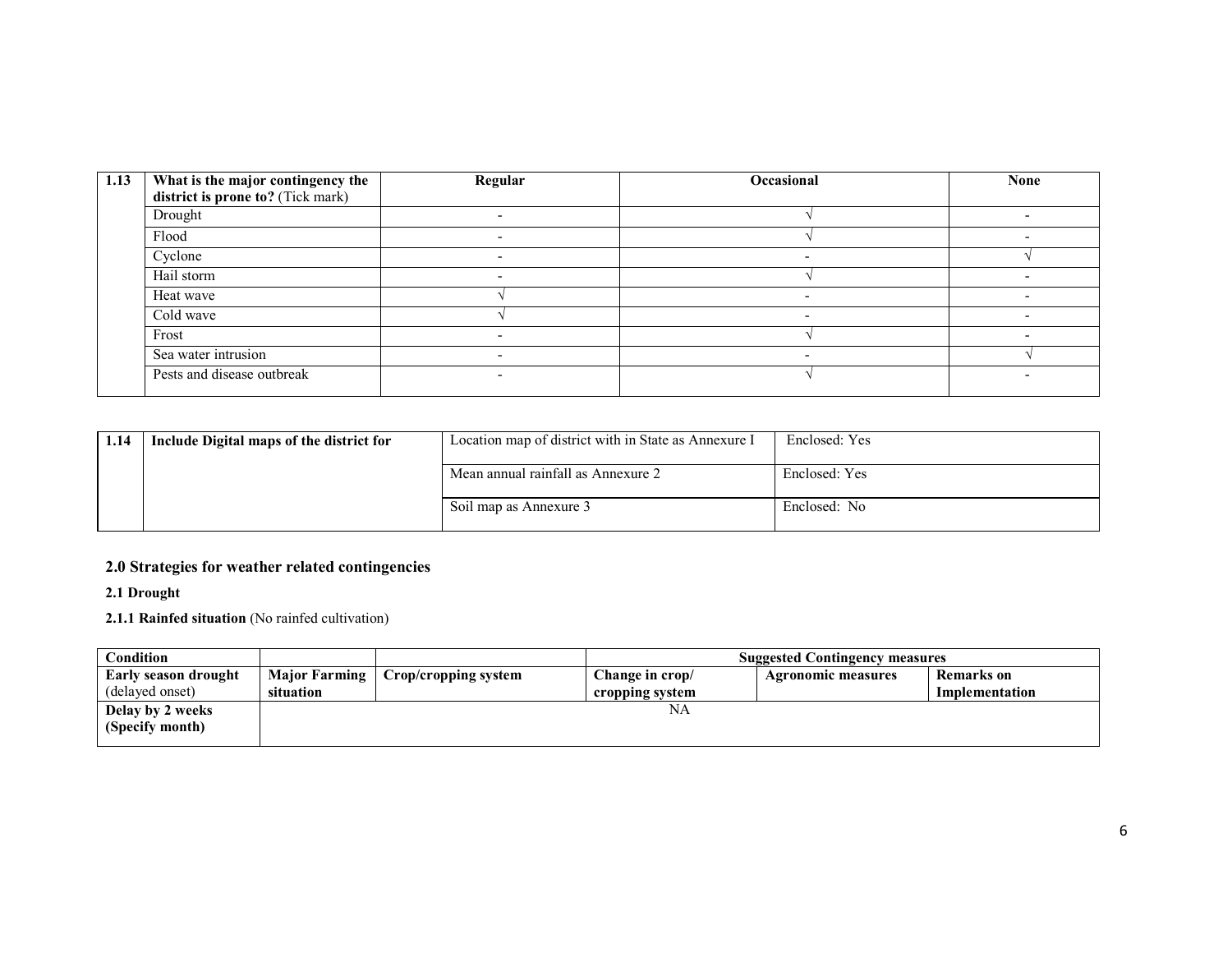| 1.13 | What is the major contingency the district is prone to? (Tick mark) | Regular | Occasional | None |
|---|---|---|---|---|
| | Drought | - | √ | - |
| | Flood | - | √ | - |
| | Cyclone | - | - | √ |
| | Hail storm | - | √ | - |
| | Heat wave | √ | - | - |
| | Cold wave | √ | - | - |
| | Frost | - | √ | - |
| | Sea water intrusion | - | - | √ |
| | Pests and disease outbreak | - | √ | - |

| 1.14 | Include Digital maps of the district for | Location map of district with in State as Annexure I | Enclosed: Yes |
|---|---|---|---|
| | | Mean annual rainfall as Annexure 2 | Enclosed: Yes |
| | | Soil map as Annexure 3 | Enclosed: No |

## 2.0 Strategies for weather related contingencies

### 2.1 Drought

**2.1.1 Rainfed situation** (No rainfed cultivation)

| Condition | | | Suggested Contingency measures | | |
|---|---|---|---|---|---|
| **Early season drought** (delayed onset) | **Major Farming situation** | **Crop/cropping system** | **Change in crop/ cropping system** | **Agronomic measures** | **Remarks on Implementation** |
| **Delay by 2 weeks (Specify month)** | NA | | | | |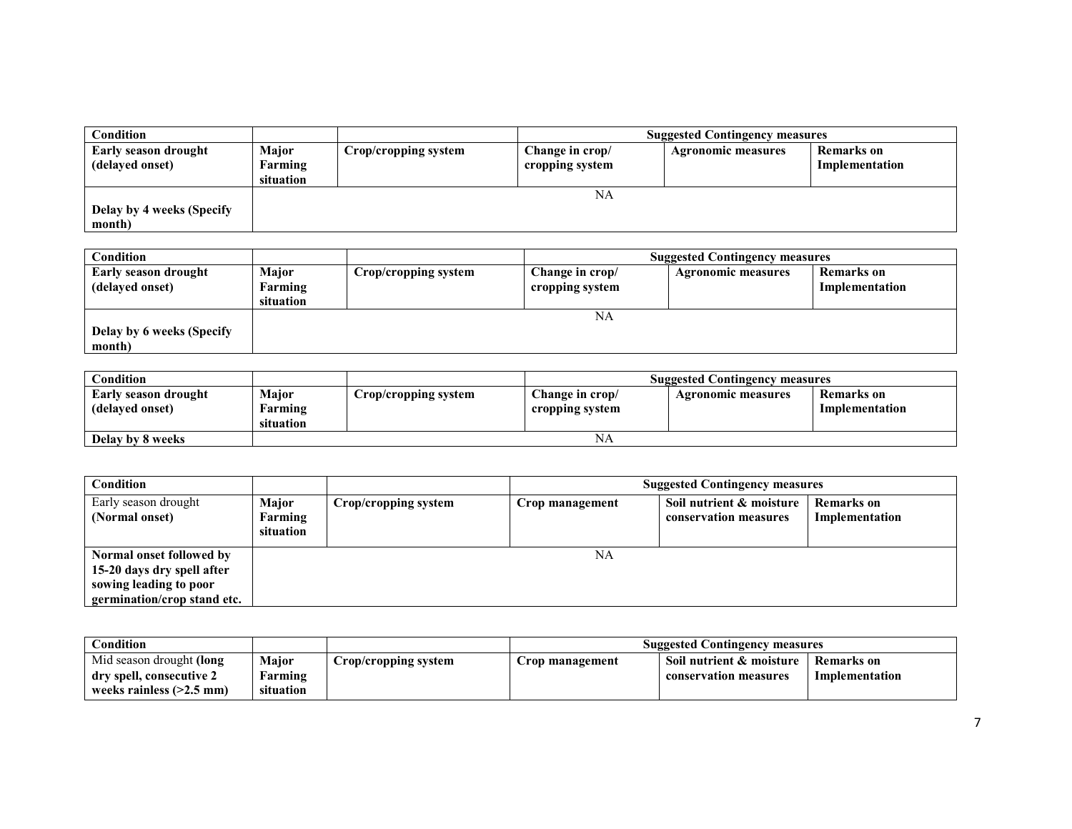| **Condition** | | | **Suggested Contingency measures** | | |
|---|---|---|---|---|---|
| **Early season drought (delayed onset)** | **Major Farming situation** | **Crop/cropping system** | **Change in crop/ cropping system** | **Agronomic measures** | **Remarks on Implementation** |
| **Delay by 4 weeks (Specify month)** | NA | | | | |

| **Condition** | | | **Suggested Contingency measures** | | |
|---|---|---|---|---|---|
| **Early season drought (delayed onset)** | **Major Farming situation** | **Crop/cropping system** | **Change in crop/ cropping system** | **Agronomic measures** | **Remarks on Implementation** |
| **Delay by 6 weeks (Specify month)** | NA | | | | |

| **Condition** | | | **Suggested Contingency measures** | | |
|---|---|---|---|---|---|
| **Early season drought (delayed onset)** | **Major Farming situation** | **Crop/cropping system** | **Change in crop/ cropping system** | **Agronomic measures** | **Remarks on Implementation** |
| **Delay by 8 weeks** | NA | | | | |

| **Condition** | | | **Suggested Contingency measures** | | |
|---|---|---|---|---|---|
| Early season drought **(Normal onset)** | **Major Farming situation** | **Crop/cropping system** | **Crop management** | **Soil nutrient & moisture conservation measures** | **Remarks on Implementation** |
| **Normal onset followed by 15-20 days dry spell after sowing leading to poor germination/crop stand etc.** | NA | | | | |

| **Condition** | | | **Suggested Contingency measures** | | |
|---|---|---|---|---|---|
| Mid season drought **(long dry spell, consecutive 2 weeks rainless (>2.5 mm)** | **Major Farming situation** | **Crop/cropping system** | **Crop management** | **Soil nutrient & moisture conservation measures** | **Remarks on Implementation** |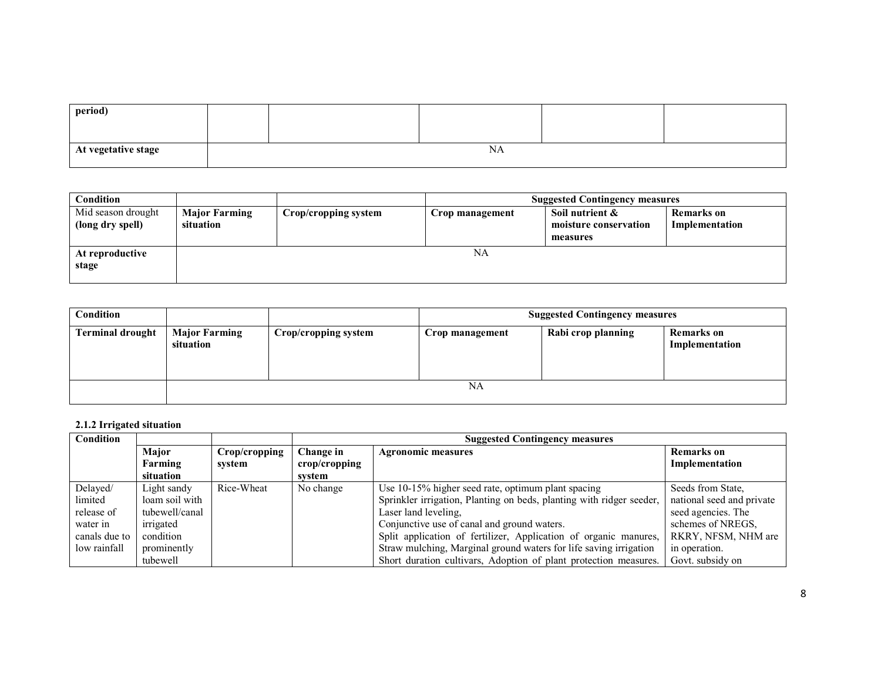| period) | | | | | |
|---|---|---|---|---|---|
| At vegetative stage | NA | | | | |

| Condition | | | Suggested Contingency measures | | |
|---|---|---|---|---|---|
| Mid season drought (long dry spell) | Major Farming situation | Crop/cropping system | Crop management | Soil nutrient & moisture conservation measures | Remarks on Implementation |
| At reproductive stage | NA | | | | |

| Condition | | | Suggested Contingency measures | | |
|---|---|---|---|---|---|
| Terminal drought | Major Farming situation | Crop/cropping system | Crop management | Rabi crop planning | Remarks on Implementation |
| | NA | | | | |

**2.1.2 Irrigated situation**

| Condition | | | Suggested Contingency measures | | |
|---|---|---|---|---|---|
| | Major Farming situation | Crop/cropping system | Change in crop/cropping system | Agronomic measures | Remarks on Implementation |
| Delayed/ limited release of water in canals due to low rainfall | Light sandy loam soil with tubewell/canal irrigated condition prominently tubewell | Rice-Wheat | No change | Use 10-15% higher seed rate, optimum plant spacing Sprinkler irrigation, Planting on beds, planting with ridger seeder, Laser land leveling, Conjunctive use of canal and ground waters. Split application of fertilizer, Application of organic manures, Straw mulching, Marginal ground waters for life saving irrigation Short duration cultivars, Adoption of plant protection measures. | Seeds from State, national seed and private seed agencies. The schemes of NREGS, RKRY, NFSM, NHM are in operation. Govt. subsidy on |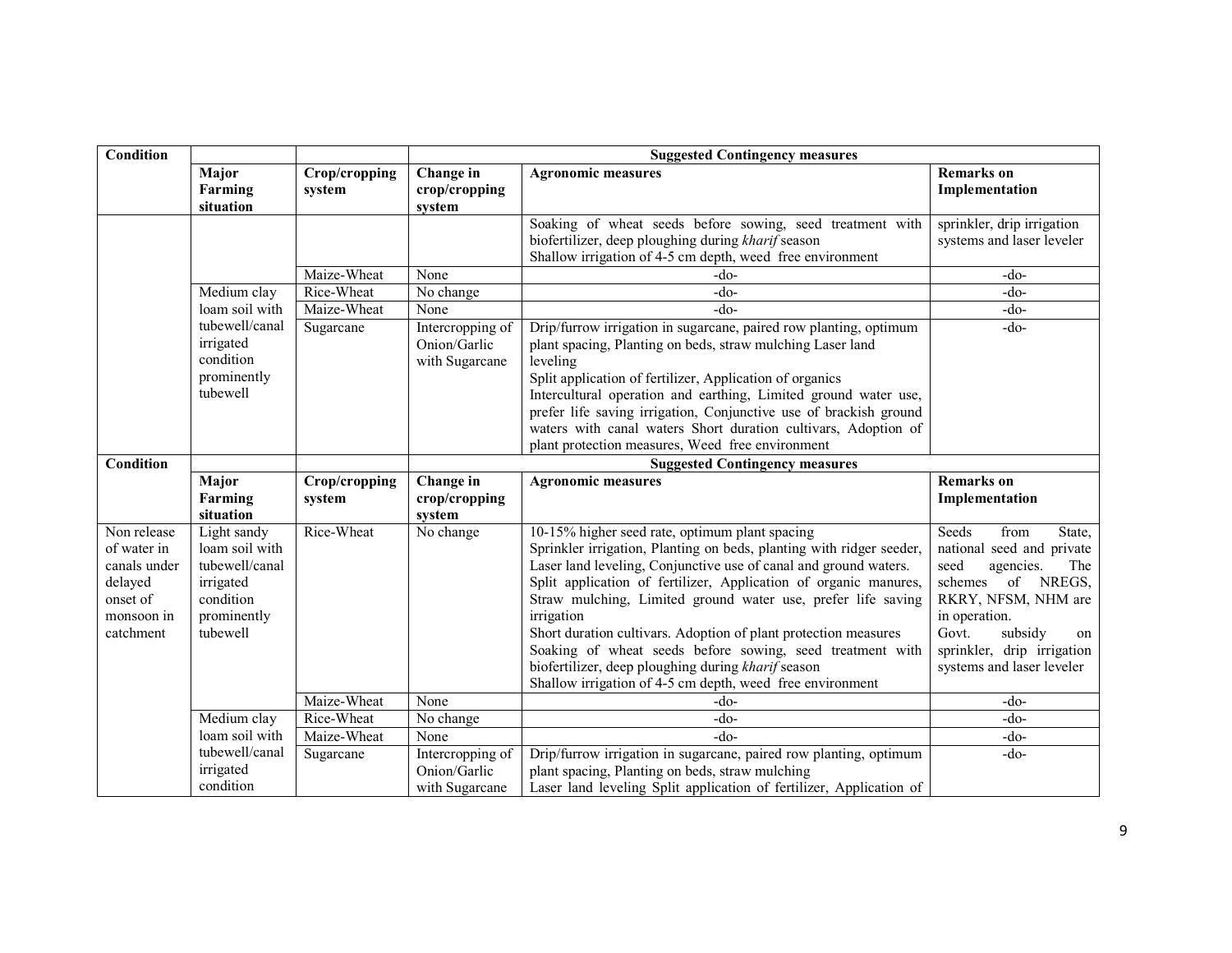| Condition | | | Suggested Contingency measures | | |
|---|---|---|---|---|---|
| | Major Farming situation | Crop/cropping system | Change in crop/cropping system | Agronomic measures | Remarks on Implementation |
| | | | | Soaking of wheat seeds before sowing, seed treatment with biofertilizer, deep ploughing during *kharif* season<br>Shallow irrigation of 4-5 cm depth, weed free environment | sprinkler, drip irrigation systems and laser leveler |
| | | Maize-Wheat | None | -do- | -do- |
| | Medium clay loam soil with tubewell/canal irrigated condition prominently tubewell | Rice-Wheat | No change | -do- | -do- |
| | | Maize-Wheat | None | -do- | -do- |
| | | Sugarcane | Intercropping of Onion/Garlic with Sugarcane | Drip/furrow irrigation in sugarcane, paired row planting, optimum plant spacing, Planting on beds, straw mulching Laser land leveling<br>Split application of fertilizer, Application of organics<br>Intercultural operation and earthing, Limited ground water use, prefer life saving irrigation, Conjunctive use of brackish ground waters with canal waters Short duration cultivars, Adoption of plant protection measures, Weed free environment | -do- |
| **Condition** | | | **Suggested Contingency measures** | | |
| | **Major Farming situation** | **Crop/cropping system** | **Change in crop/cropping system** | **Agronomic measures** | **Remarks on Implementation** |
| Non release of water in canals under delayed onset of monsoon in catchment | Light sandy loam soil with tubewell/canal irrigated condition prominently tubewell | Rice-Wheat | No change | 10-15% higher seed rate, optimum plant spacing<br>Sprinkler irrigation, Planting on beds, planting with ridger seeder, Laser land leveling, Conjunctive use of canal and ground waters.<br>Split application of fertilizer, Application of organic manures, Straw mulching, Limited ground water use, prefer life saving irrigation<br>Short duration cultivars. Adoption of plant protection measures<br>Soaking of wheat seeds before sowing, seed treatment with biofertilizer, deep ploughing during *kharif* season<br>Shallow irrigation of 4-5 cm depth, weed free environment | Seeds from State, national seed and private seed agencies. The schemes of NREGS, RKRY, NFSM, NHM are in operation.<br>Govt. subsidy on sprinkler, drip irrigation systems and laser leveler |
| | | Maize-Wheat | None | -do- | -do- |
| | Medium clay loam soil with tubewell/canal irrigated condition | Rice-Wheat | No change | -do- | -do- |
| | | Maize-Wheat | None | -do- | -do- |
| | | Sugarcane | Intercropping of Onion/Garlic with Sugarcane | Drip/furrow irrigation in sugarcane, paired row planting, optimum plant spacing, Planting on beds, straw mulching<br>Laser land leveling Split application of fertilizer, Application of | -do- |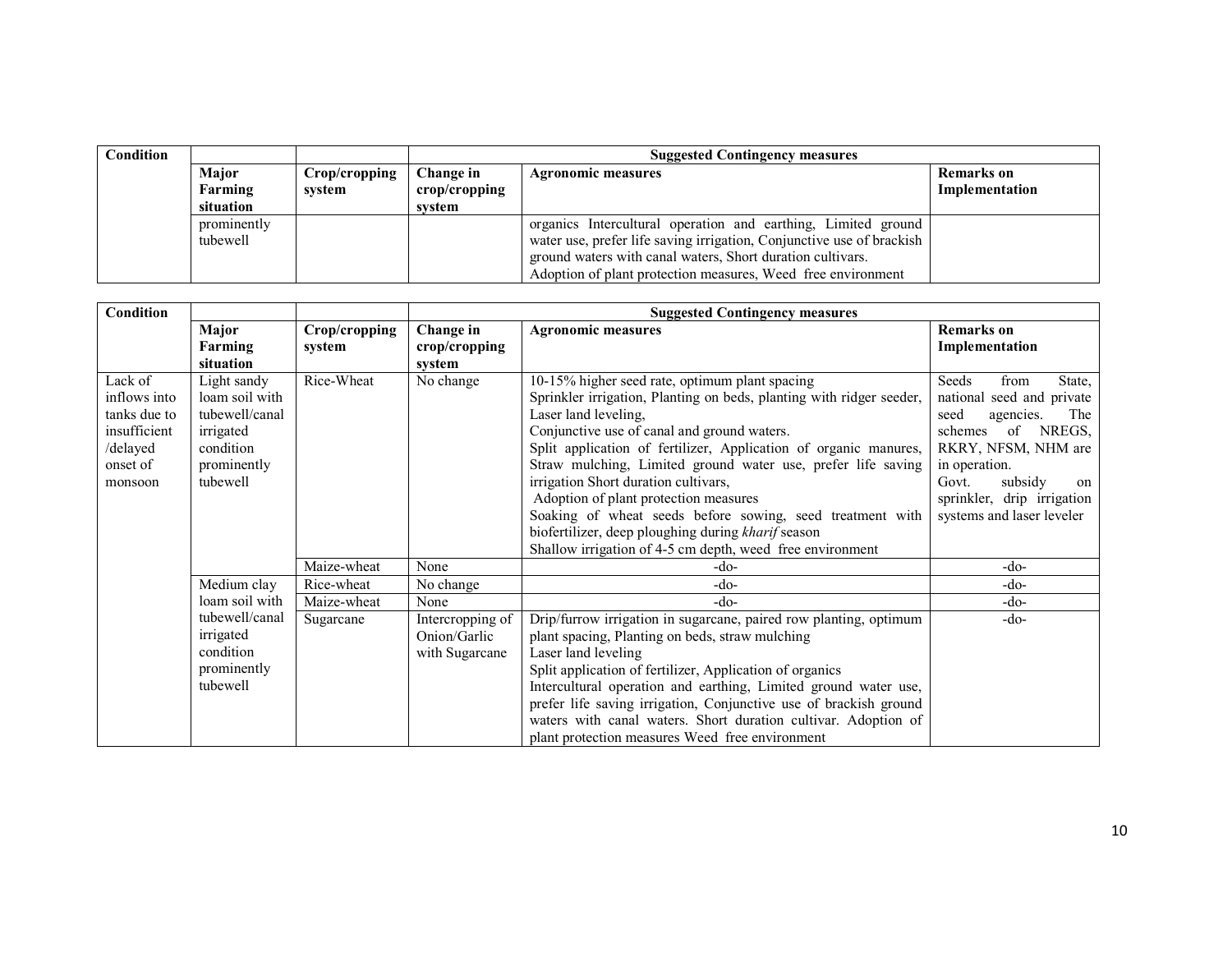| Condition | | | Suggested Contingency measures | | |
|---|---|---|---|---|---|
| | Major Farming situation | Crop/cropping system | Change in crop/cropping system | Agronomic measures | Remarks on Implementation |
| | prominently tubewell | | | organics Intercultural operation and earthing, Limited ground water use, prefer life saving irrigation, Conjunctive use of brackish ground waters with canal waters, Short duration cultivars. Adoption of plant protection measures, Weed free environment | |

| Condition | | | Suggested Contingency measures | | |
|---|---|---|---|---|---|
| | Major Farming situation | Crop/cropping system | Change in crop/cropping system | Agronomic measures | Remarks on Implementation |
| Lack of inflows into tanks due to insufficient /delayed onset of monsoon | Light sandy loam soil with tubewell/canal irrigated condition prominently tubewell | Rice-Wheat | No change | 10-15% higher seed rate, optimum plant spacing<br>Sprinkler irrigation, Planting on beds, planting with ridger seeder, Laser land leveling,<br>Conjunctive use of canal and ground waters.<br>Split application of fertilizer, Application of organic manures, Straw mulching, Limited ground water use, prefer life saving irrigation Short duration cultivars,<br>Adoption of plant protection measures<br>Soaking of wheat seeds before sowing, seed treatment with biofertilizer, deep ploughing during *kharif* season<br>Shallow irrigation of 4-5 cm depth, weed free environment | Seeds from State, national seed and private seed agencies. The schemes of NREGS, RKRY, NFSM, NHM are in operation.<br>Govt. subsidy on sprinkler, drip irrigation systems and laser leveler |
| | | Maize-wheat | None | -do- | -do- |
| | Medium clay loam soil with tubewell/canal irrigated condition prominently tubewell | Rice-wheat | No change | -do- | -do- |
| | | Maize-wheat | None | -do- | -do- |
| | | Sugarcane | Intercropping of Onion/Garlic with Sugarcane | Drip/furrow irrigation in sugarcane, paired row planting, optimum plant spacing, Planting on beds, straw mulching<br>Laser land leveling<br>Split application of fertilizer, Application of organics<br>Intercultural operation and earthing, Limited ground water use, prefer life saving irrigation, Conjunctive use of brackish ground waters with canal waters. Short duration cultivar. Adoption of plant protection measures Weed free environment | -do- |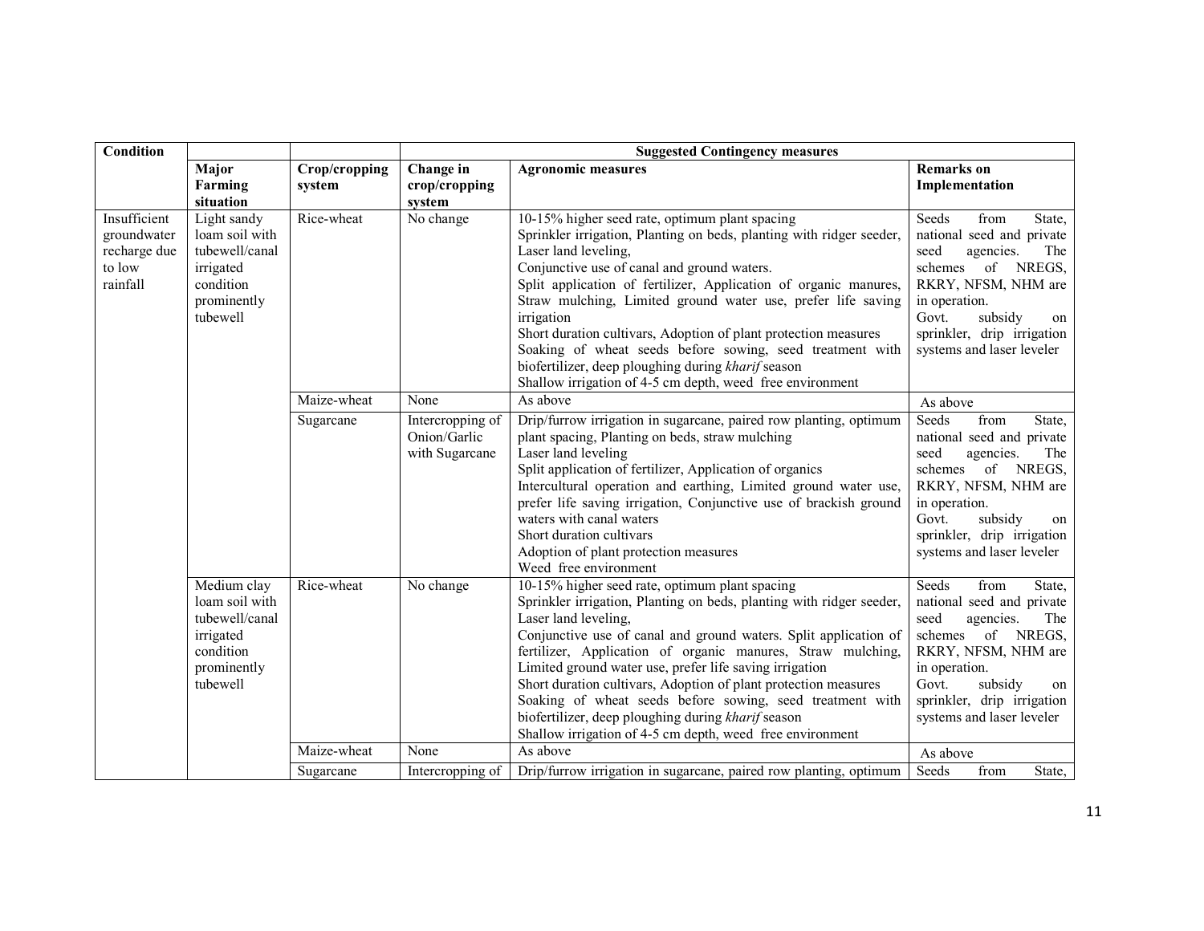| Condition | | | Suggested Contingency measures | | |
|---|---|---|---|---|---|
| | Major Farming situation | Crop/cropping system | Change in crop/cropping system | Agronomic measures | Remarks on Implementation |
| Insufficient groundwater recharge due to low rainfall | Light sandy loam soil with tubewell/canal irrigated condition prominently tubewell | Rice-wheat | No change | 10-15% higher seed rate, optimum plant spacing<br>Sprinkler irrigation, Planting on beds, planting with ridger seeder, Laser land leveling,<br>Conjunctive use of canal and ground waters.<br>Split application of fertilizer, Application of organic manures, Straw mulching, Limited ground water use, prefer life saving irrigation<br>Short duration cultivars, Adoption of plant protection measures<br>Soaking of wheat seeds before sowing, seed treatment with biofertilizer, deep ploughing during *kharif* season<br>Shallow irrigation of 4-5 cm depth, weed free environment | Seeds from State, national seed and private seed agencies. The schemes of NREGS, RKRY, NFSM, NHM are in operation.<br>Govt. subsidy on sprinkler, drip irrigation systems and laser leveler |
| | | Maize-wheat | None | As above | As above |
| | | Sugarcane | Intercropping of Onion/Garlic with Sugarcane | Drip/furrow irrigation in sugarcane, paired row planting, optimum plant spacing, Planting on beds, straw mulching<br>Laser land leveling<br>Split application of fertilizer, Application of organics<br>Intercultural operation and earthing, Limited ground water use, prefer life saving irrigation, Conjunctive use of brackish ground waters with canal waters<br>Short duration cultivars<br>Adoption of plant protection measures<br>Weed free environment | Seeds from State, national seed and private seed agencies. The schemes of NREGS, RKRY, NFSM, NHM are in operation.<br>Govt. subsidy on sprinkler, drip irrigation systems and laser leveler |
| | Medium clay loam soil with tubewell/canal irrigated condition prominently tubewell | Rice-wheat | No change | 10-15% higher seed rate, optimum plant spacing<br>Sprinkler irrigation, Planting on beds, planting with ridger seeder, Laser land leveling,<br>Conjunctive use of canal and ground waters. Split application of fertilizer, Application of organic manures, Straw mulching, Limited ground water use, prefer life saving irrigation<br>Short duration cultivars, Adoption of plant protection measures<br>Soaking of wheat seeds before sowing, seed treatment with biofertilizer, deep ploughing during *kharif* season<br>Shallow irrigation of 4-5 cm depth, weed free environment | Seeds from State, national seed and private seed agencies. The schemes of NREGS, RKRY, NFSM, NHM are in operation.<br>Govt. subsidy on sprinkler, drip irrigation systems and laser leveler |
| | | Maize-wheat | None | As above | As above |
| | | Sugarcane | Intercropping of | Drip/furrow irrigation in sugarcane, paired row planting, optimum | Seeds from State, |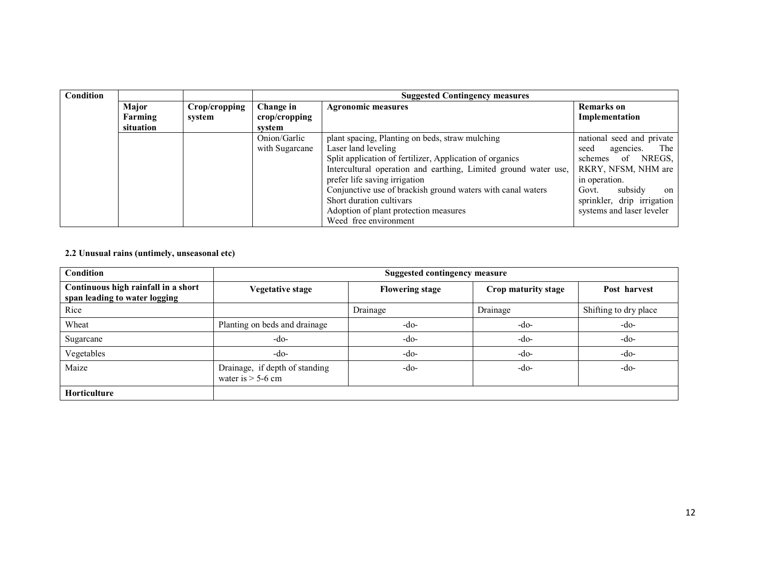| Condition | | | Suggested Contingency measures | | |
|---|---|---|---|---|---|
| | Major Farming situation | Crop/cropping system | Change in crop/cropping system | Agronomic measures | Remarks on Implementation |
| | | | Onion/Garlic with Sugarcane | plant spacing, Planting on beds, straw mulching<br>Laser land leveling<br>Split application of fertilizer, Application of organics<br>Intercultural operation and earthing, Limited ground water use, prefer life saving irrigation<br>Conjunctive use of brackish ground waters with canal waters<br>Short duration cultivars<br>Adoption of plant protection measures<br>Weed free environment | national seed and private seed agencies. The schemes of NREGS, RKRY, NFSM, NHM are in operation.<br>Govt. subsidy on sprinkler, drip irrigation systems and laser leveler |

**2.2 Unusual rains (untimely, unseasonal etc)**

| Condition | Suggested contingency measure | | | |
|---|---|---|---|---|
| **Continuous high rainfall in a short span leading to water logging** | **Vegetative stage** | **Flowering stage** | **Crop maturity stage** | **Post harvest** |
| Rice | | Drainage | Drainage | Shifting to dry place |
| Wheat | Planting on beds and drainage | -do- | -do- | -do- |
| Sugarcane | -do- | -do- | -do- | -do- |
| Vegetables | -do- | -do- | -do- | -do- |
| Maize | Drainage, if depth of standing water is > 5-6 cm | -do- | -do- | -do- |
| **Horticulture** | | | | |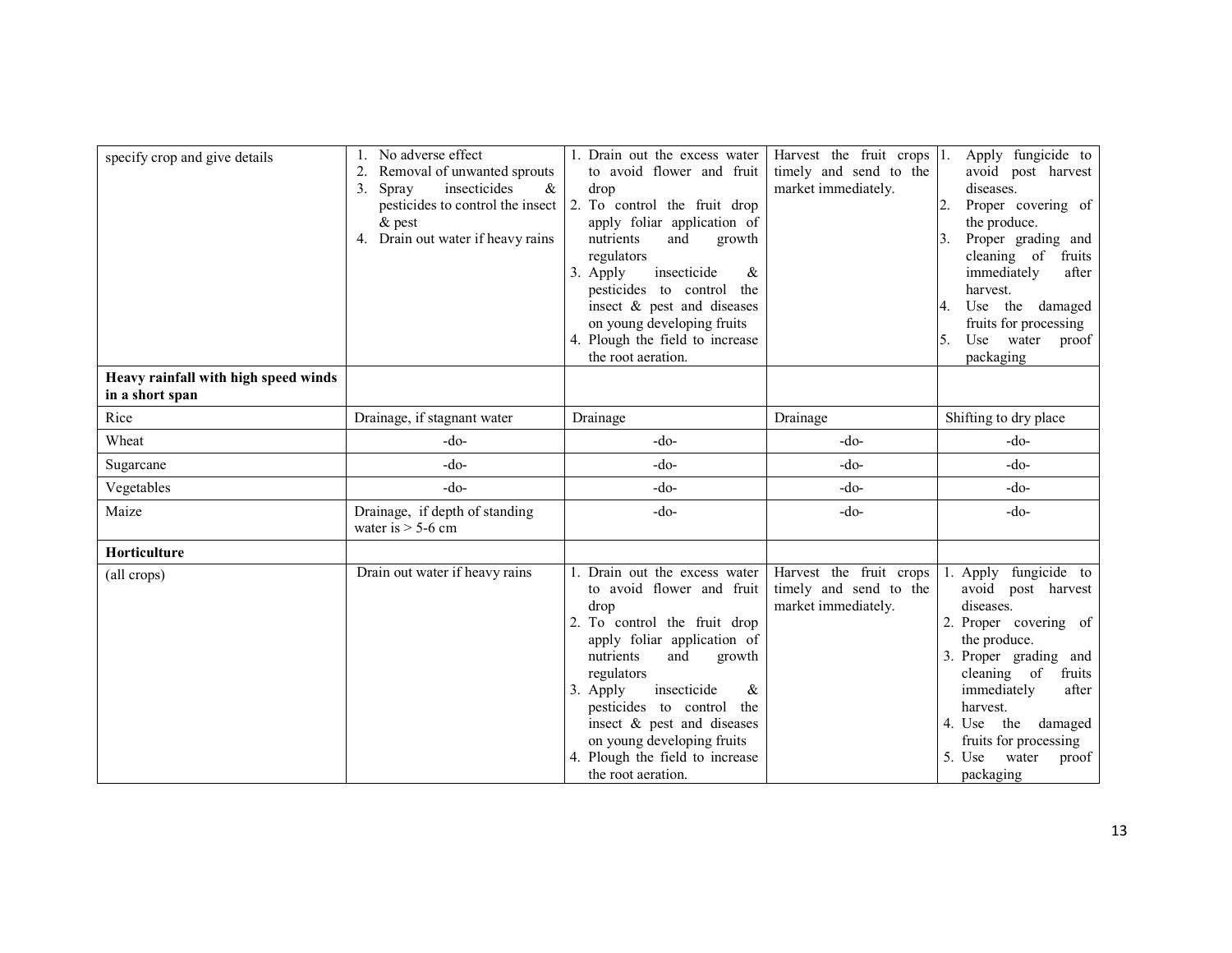| | | | | |
|---|---|---|---|---|
| specify crop and give details | 1. No adverse effect<br>2. Removal of unwanted sprouts<br>3. Spray insecticides & pesticides to control the insect & pest<br>4. Drain out water if heavy rains | 1. Drain out the excess water to avoid flower and fruit drop<br>2. To control the fruit drop apply foliar application of nutrients and growth regulators<br>3. Apply insecticide & pesticides to control the insect & pest and diseases on young developing fruits<br>4. Plough the field to increase the root aeration. | Harvest the fruit crops timely and send to the market immediately. | 1. Apply fungicide to avoid post harvest diseases.<br>2. Proper covering of the produce.<br>3. Proper grading and cleaning of fruits immediately after harvest.<br>4. Use the damaged fruits for processing<br>5. Use water proof packaging |
| **Heavy rainfall with high speed winds in a short span** | | | | |
| Rice | Drainage, if stagnant water | Drainage | Drainage | Shifting to dry place |
| Wheat | -do- | -do- | -do- | -do- |
| Sugarcane | -do- | -do- | -do- | -do- |
| Vegetables | -do- | -do- | -do- | -do- |
| Maize | Drainage, if depth of standing water is > 5-6 cm | -do- | -do- | -do- |
| **Horticulture** | | | | |
| (all crops) | Drain out water if heavy rains | 1. Drain out the excess water to avoid flower and fruit drop<br>2. To control the fruit drop apply foliar application of nutrients and growth regulators<br>3. Apply insecticide & pesticides to control the insect & pest and diseases on young developing fruits<br>4. Plough the field to increase the root aeration. | Harvest the fruit crops timely and send to the market immediately. | 1. Apply fungicide to avoid post harvest diseases.<br>2. Proper covering of the produce.<br>3. Proper grading and cleaning of fruits immediately after harvest.<br>4. Use the damaged fruits for processing<br>5. Use water proof packaging |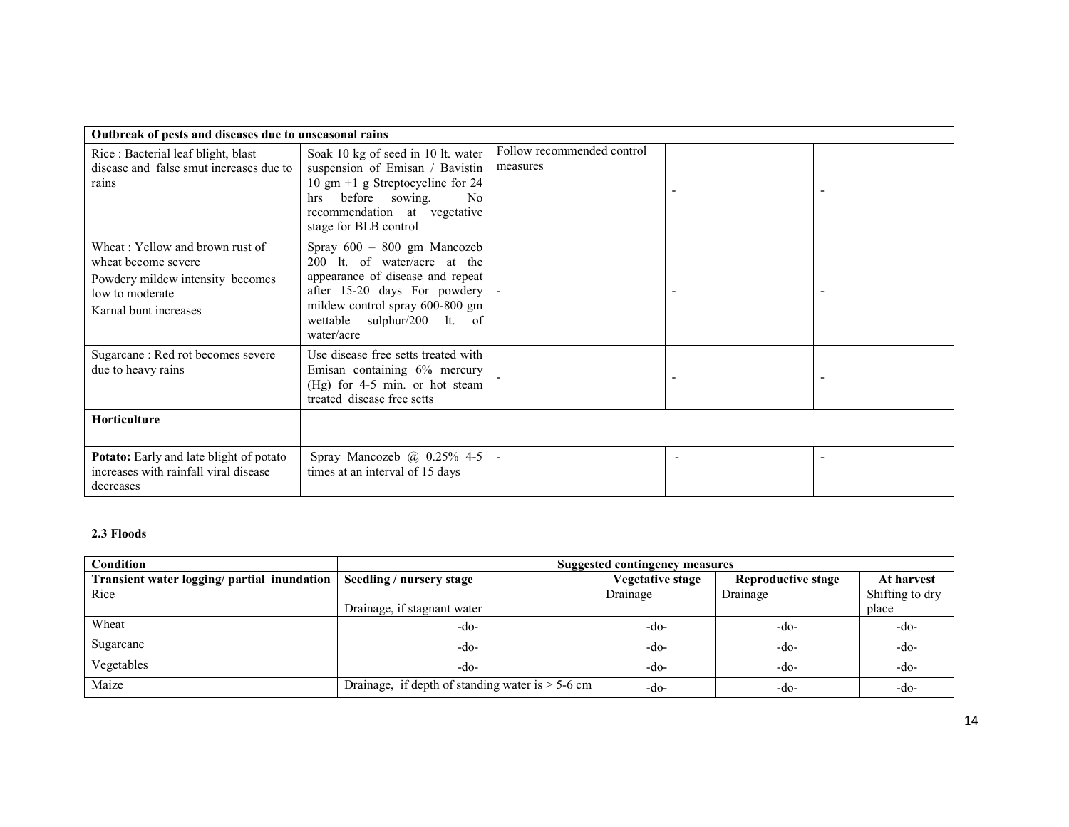| Outbreak of pests and diseases due to unseasonal rains | | | | |
|---|---|---|---|---|
| Rice : Bacterial leaf blight, blast disease and false smut increases due to rains | Soak 10 kg of seed in 10 lt. water suspension of Emisan / Bavistin 10 gm +1 g Streptocycline for 24 hrs before sowing. No recommendation at vegetative stage for BLB control | Follow recommended control measures | - | - |
| Wheat : Yellow and brown rust of wheat become severe<br>Powdery mildew intensity becomes low to moderate<br>Karnal bunt increases | Spray 600 – 800 gm Mancozeb 200 lt. of water/acre at the appearance of disease and repeat after 15-20 days For powdery mildew control spray 600-800 gm wettable sulphur/200 lt. of water/acre | - | - | - |
| Sugarcane : Red rot becomes severe due to heavy rains | Use disease free setts treated with Emisan containing 6% mercury (Hg) for 4-5 min. or hot steam treated disease free setts | - | - | - |
| **Horticulture** | | | | |
| **Potato:** Early and late blight of potato increases with rainfall viral disease decreases | Spray Mancozeb @ 0.25% 4-5 times at an interval of 15 days | - | - | - |

**2.3 Floods**

| Condition | Suggested contingency measures | | | |
|---|---|---|---|---|
| **Transient water logging/ partial inundation** | **Seedling / nursery stage** | **Vegetative stage** | **Reproductive stage** | **At harvest** |
| Rice | Drainage, if stagnant water | Drainage | Drainage | Shifting to dry place |
| Wheat | -do- | -do- | -do- | -do- |
| Sugarcane | -do- | -do- | -do- | -do- |
| Vegetables | -do- | -do- | -do- | -do- |
| Maize | Drainage, if depth of standing water is > 5-6 cm | -do- | -do- | -do- |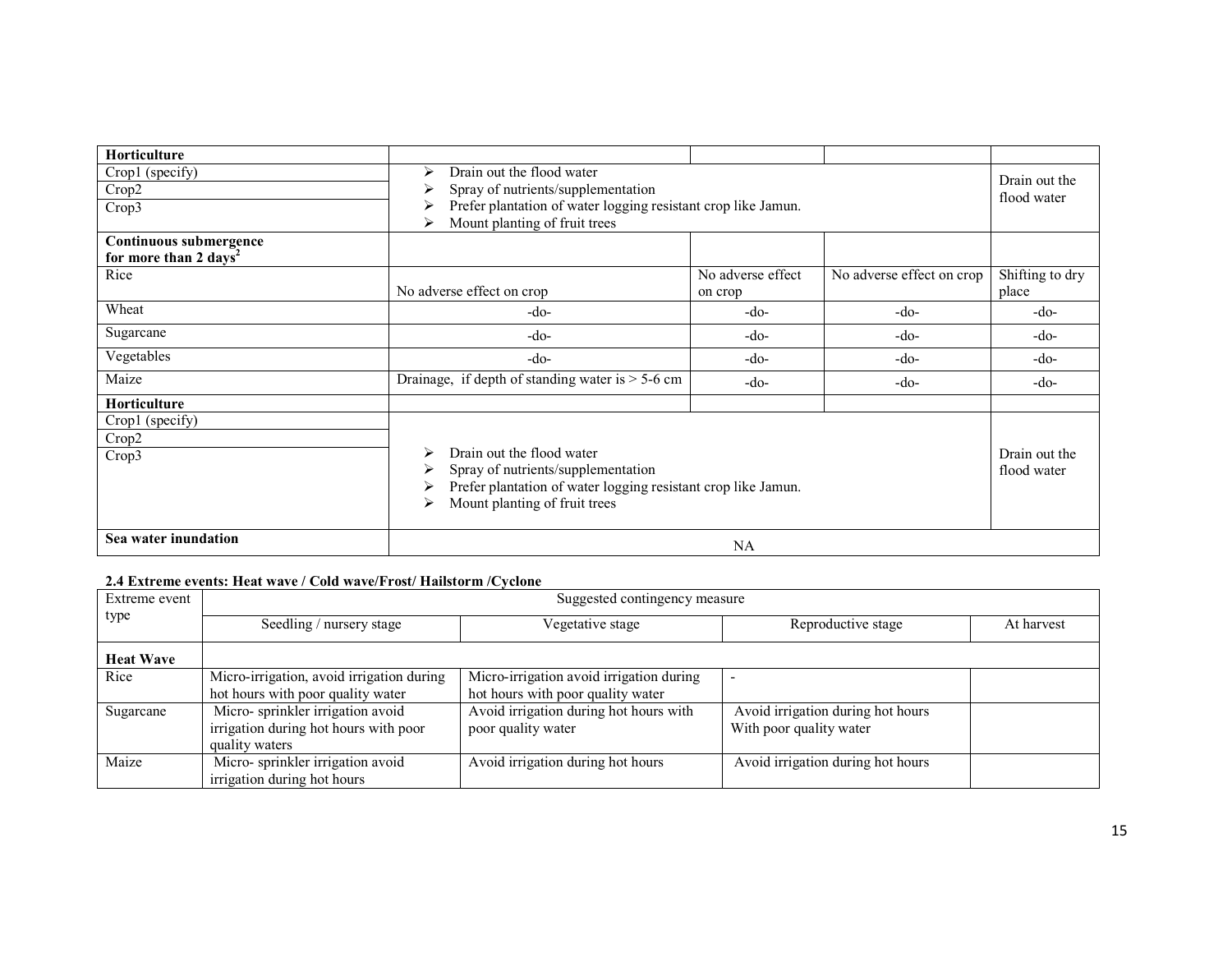| Horticulture | | | | |
|---|---|---|---|---|
| Crop1 (specify)<br>Crop2<br>Crop3 | ➢ Drain out the flood water<br>➢ Spray of nutrients/supplementation<br>➢ Prefer plantation of water logging resistant crop like Jamun.<br>➢ Mount planting of fruit trees | | | Drain out the flood water |
| **Continuous submergence for more than 2 days[2]** | | | | |
| Rice | No adverse effect on crop | No adverse effect on crop | No adverse effect on crop | Shifting to dry place |
| Wheat | -do- | -do- | -do- | -do- |
| Sugarcane | -do- | -do- | -do- | -do- |
| Vegetables | -do- | -do- | -do- | -do- |
| Maize | Drainage, if depth of standing water is > 5-6 cm | -do- | -do- | -do- |
| **Horticulture** | | | | |
| Crop1 (specify)<br>Crop2<br>Crop3 | ➢ Drain out the flood water<br>➢ Spray of nutrients/supplementation<br>➢ Prefer plantation of water logging resistant crop like Jamun.<br>➢ Mount planting of fruit trees | | | Drain out the flood water |
| **Sea water inundation** | NA | | | |

**2.4 Extreme events: Heat wave / Cold wave/Frost/ Hailstorm /Cyclone**

| Extreme event type | Suggested contingency measure | | | |
|---|---|---|---|---|
| | Seedling / nursery stage | Vegetative stage | Reproductive stage | At harvest |
| **Heat Wave** | | | | |
| Rice | Micro-irrigation, avoid irrigation during hot hours with poor quality water | Micro-irrigation avoid irrigation during hot hours with poor quality water | - | |
| Sugarcane | Micro- sprinkler irrigation avoid irrigation during hot hours with poor quality waters | Avoid irrigation during hot hours with poor quality water | Avoid irrigation during hot hours With poor quality water | |
| Maize | Micro- sprinkler irrigation avoid irrigation during hot hours | Avoid irrigation during hot hours | Avoid irrigation during hot hours | |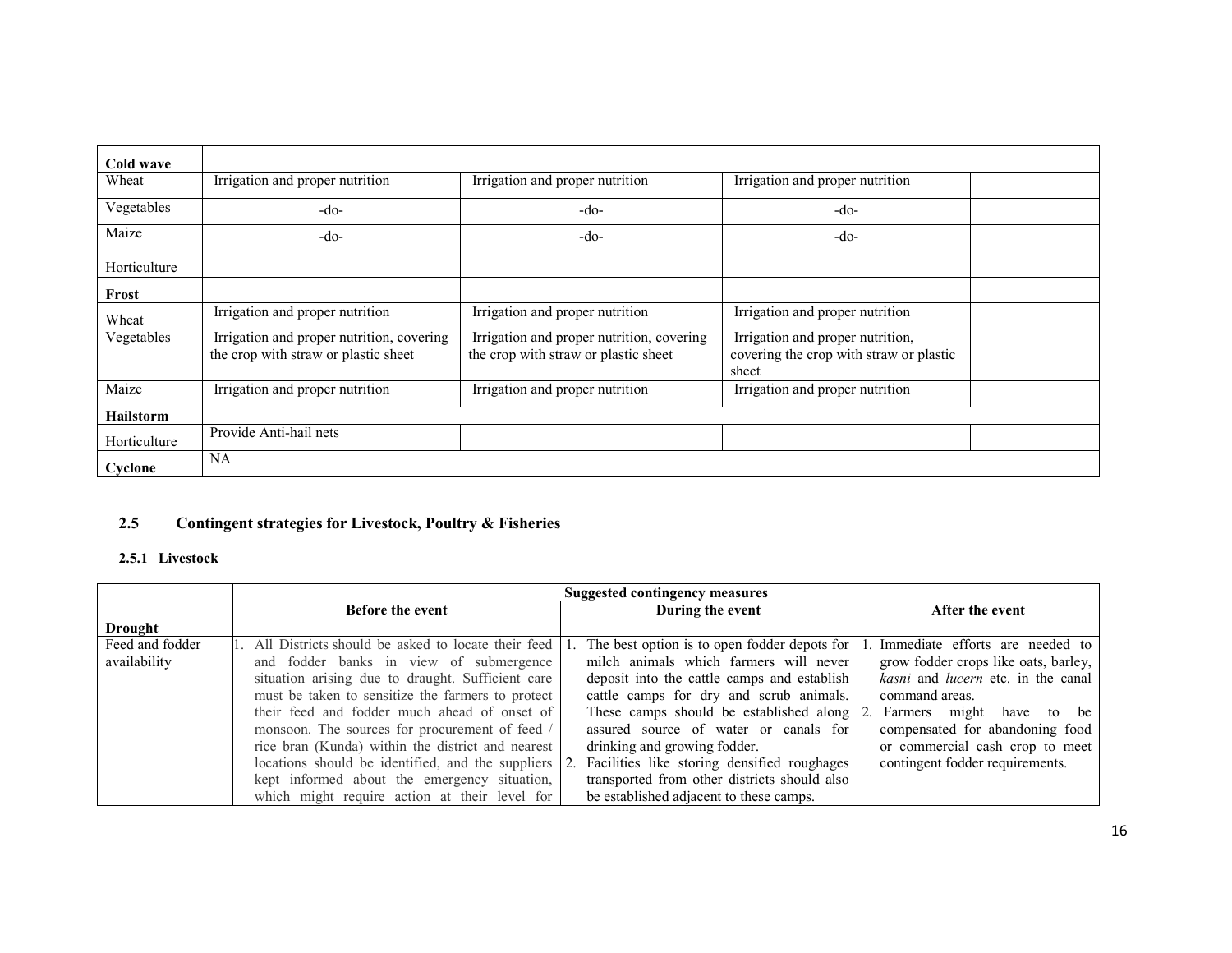| Cold wave | | | | |
|---|---|---|---|---|
| Wheat | Irrigation and proper nutrition | Irrigation and proper nutrition | Irrigation and proper nutrition | |
| Vegetables | -do- | -do- | -do- | |
| Maize | -do- | -do- | -do- | |
| Horticulture | | | | |
| **Frost** | | | | |
| Wheat | Irrigation and proper nutrition | Irrigation and proper nutrition | Irrigation and proper nutrition | |
| Vegetables | Irrigation and proper nutrition, covering the crop with straw or plastic sheet | Irrigation and proper nutrition, covering the crop with straw or plastic sheet | Irrigation and proper nutrition, covering the crop with straw or plastic sheet | |
| Maize | Irrigation and proper nutrition | Irrigation and proper nutrition | Irrigation and proper nutrition | |
| **Hailstorm** | | | | |
| Horticulture | Provide Anti-hail nets | | | |
| **Cyclone** | NA | | | |

### 2.5 Contingent strategies for Livestock, Poultry & Fisheries

#### 2.5.1 Livestock

| | Suggested contingency measures | | |
|---|---|---|---|
| | **Before the event** | **During the event** | **After the event** |
| **Drought** | | | |
| Feed and fodder availability | 1. All Districts should be asked to locate their feed and fodder banks in view of submergence situation arising due to draught. Sufficient care must be taken to sensitize the farmers to protect their feed and fodder much ahead of onset of monsoon. The sources for procurement of feed / rice bran (Kunda) within the district and nearest locations should be identified, and the suppliers kept informed about the emergency situation, which might require action at their level for | 1. The best option is to open fodder depots for milch animals which farmers will never deposit into the cattle camps and establish cattle camps for dry and scrub animals. These camps should be established along assured source of water or canals for drinking and growing fodder.<br>2. Facilities like storing densified roughages transported from other districts should also be established adjacent to these camps. | 1. Immediate efforts are needed to grow fodder crops like oats, barley, *kasni* and *lucern* etc. in the canal command areas.<br>2. Farmers might have to be compensated for abandoning food or commercial cash crop to meet contingent fodder requirements. |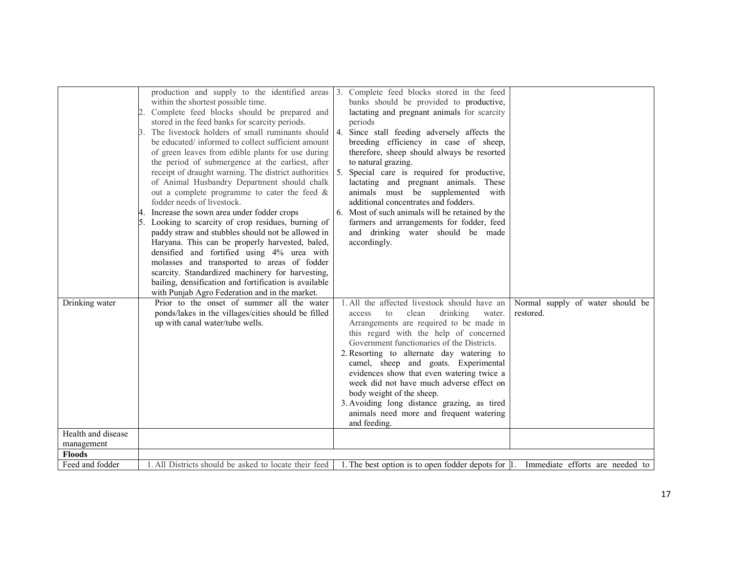| | | | |
|---|---|---|---|
| | production and supply to the identified areas within the shortest possible time.<br>2. Complete feed blocks should be prepared and stored in the feed banks for scarcity periods.<br>3. The livestock holders of small ruminants should be educated/ informed to collect sufficient amount of green leaves from edible plants for use during the period of submergence at the earliest, after receipt of draught warning. The district authorities of Animal Husbandry Department should chalk out a complete programme to cater the feed & fodder needs of livestock.<br>4. Increase the sown area under fodder crops<br>5. Looking to scarcity of crop residues, burning of paddy straw and stubbles should not be allowed in Haryana. This can be properly harvested, baled, densified and fortified using 4% urea with molasses and transported to areas of fodder scarcity. Standardized machinery for harvesting, bailing, densification and fortification is available with Punjab Agro Federation and in the market. | 3. Complete feed blocks stored in the feed banks should be provided to productive, lactating and pregnant animals for scarcity periods<br>4. Since stall feeding adversely affects the breeding efficiency in case of sheep, therefore, sheep should always be resorted to natural grazing.<br>5. Special care is required for productive, lactating and pregnant animals. These animals must be supplemented with additional concentrates and fodders.<br>6. Most of such animals will be retained by the farmers and arrangements for fodder, feed and drinking water should be made accordingly. | |
| Drinking water | Prior to the onset of summer all the water ponds/lakes in the villages/cities should be filled up with canal water/tube wells. | 1. All the affected livestock should have an access to clean drinking water. Arrangements are required to be made in this regard with the help of concerned Government functionaries of the Districts.<br>2. Resorting to alternate day watering to camel, sheep and goats. Experimental evidences show that even watering twice a week did not have much adverse effect on body weight of the sheep.<br>3. Avoiding long distance grazing, as tired animals need more and frequent watering and feeding. | Normal supply of water should be restored. |
| Health and disease management | | | |
| **Floods** | | | |
| Feed and fodder | 1. All Districts should be asked to locate their feed | 1. The best option is to open fodder depots for | 1. Immediate efforts are needed to |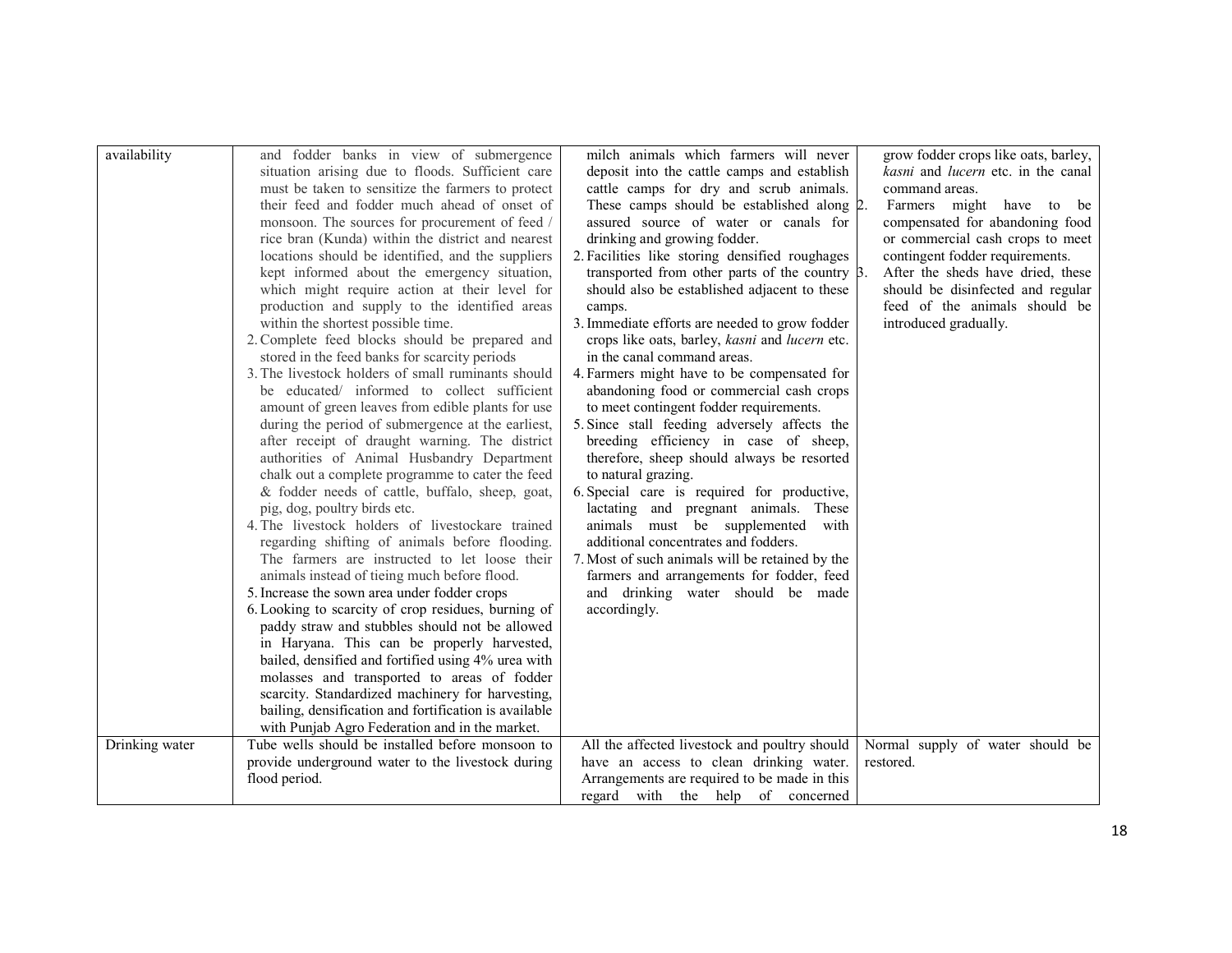| | | | |
|---|---|---|---|
| availability | and fodder banks in view of submergence situation arising due to floods. Sufficient care must be taken to sensitize the farmers to protect their feed and fodder much ahead of onset of monsoon. The sources for procurement of feed / rice bran (Kunda) within the district and nearest locations should be identified, and the suppliers kept informed about the emergency situation, which might require action at their level for production and supply to the identified areas within the shortest possible time.<br>2. Complete feed blocks should be prepared and stored in the feed banks for scarcity periods<br>3. The livestock holders of small ruminants should be educated/ informed to collect sufficient amount of green leaves from edible plants for use during the period of submergence at the earliest, after receipt of draught warning. The district authorities of Animal Husbandry Department chalk out a complete programme to cater the feed & fodder needs of cattle, buffalo, sheep, goat, pig, dog, poultry birds etc.<br>4. The livestock holders of livestockare trained regarding shifting of animals before flooding. The farmers are instructed to let loose their animals instead of tieing much before flood.<br>5. Increase the sown area under fodder crops<br>6. Looking to scarcity of crop residues, burning of paddy straw and stubbles should not be allowed in Haryana. This can be properly harvested, bailed, densified and fortified using 4% urea with molasses and transported to areas of fodder scarcity. Standardized machinery for harvesting, bailing, densification and fortification is available with Punjab Agro Federation and in the market. | milch animals which farmers will never deposit into the cattle camps and establish cattle camps for dry and scrub animals. These camps should be established along assured source of water or canals for drinking and growing fodder.<br>2. Facilities like storing densified roughages transported from other parts of the country should also be established adjacent to these camps.<br>3. Immediate efforts are needed to grow fodder crops like oats, barley, *kasni* and *lucern* etc. in the canal command areas.<br>4. Farmers might have to be compensated for abandoning food or commercial cash crops to meet contingent fodder requirements.<br>5. Since stall feeding adversely affects the breeding efficiency in case of sheep, therefore, sheep should always be resorted to natural grazing.<br>6. Special care is required for productive, lactating and pregnant animals. These animals must be supplemented with additional concentrates and fodders.<br>7. Most of such animals will be retained by the farmers and arrangements for fodder, feed and drinking water should be made accordingly. | grow fodder crops like oats, barley, *kasni* and *lucern* etc. in the canal command areas.<br>2. Farmers might have to be compensated for abandoning food or commercial cash crops to meet contingent fodder requirements.<br>3. After the sheds have dried, these should be disinfected and regular feed of the animals should be introduced gradually. |
| Drinking water | Tube wells should be installed before monsoon to provide underground water to the livestock during flood period. | All the affected livestock and poultry should have an access to clean drinking water. Arrangements are required to be made in this regard with the help of concerned | Normal supply of water should be restored. |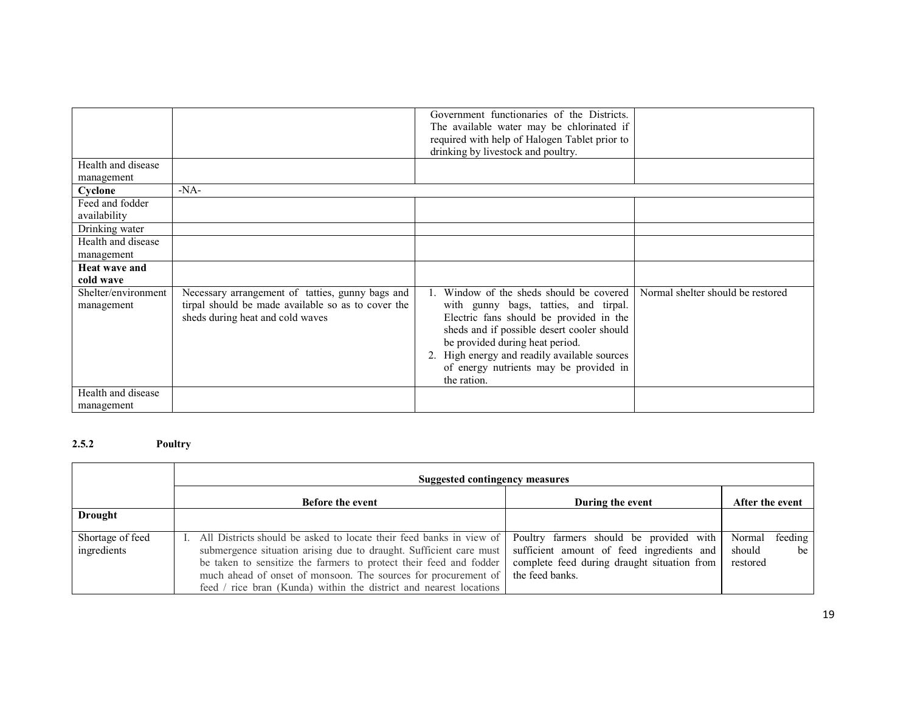| | | | |
|---|---|---|---|
| | | Government functionaries of the Districts. The available water may be chlorinated if required with help of Halogen Tablet prior to drinking by livestock and poultry. | |
| Health and disease management | | | |
| **Cyclone** | -NA- | | |
| Feed and fodder availability | | | |
| Drinking water | | | |
| Health and disease management | | | |
| **Heat wave and cold wave** | | | |
| Shelter/environment management | Necessary arrangement of tatties, gunny bags and tirpal should be made available so as to cover the sheds during heat and cold waves | 1. Window of the sheds should be covered with gunny bags, tatties, and tirpal. Electric fans should be provided in the sheds and if possible desert cooler should be provided during heat period.<br>2. High energy and readily available sources of energy nutrients may be provided in the ration. | Normal shelter should be restored |
| Health and disease management | | | |

**2.5.2 Poultry**

| | Suggested contingency measures | | |
|---|---|---|---|
| | Before the event | During the event | After the event |
| **Drought** | | | |
| Shortage of feed ingredients | I. All Districts should be asked to locate their feed banks in view of submergence situation arising due to draught. Sufficient care must be taken to sensitize the farmers to protect their feed and fodder much ahead of onset of monsoon. The sources for procurement of feed / rice bran (Kunda) within the district and nearest locations | Poultry farmers should be provided with sufficient amount of feed ingredients and complete feed during draught situation from the feed banks. | Normal feeding should be restored |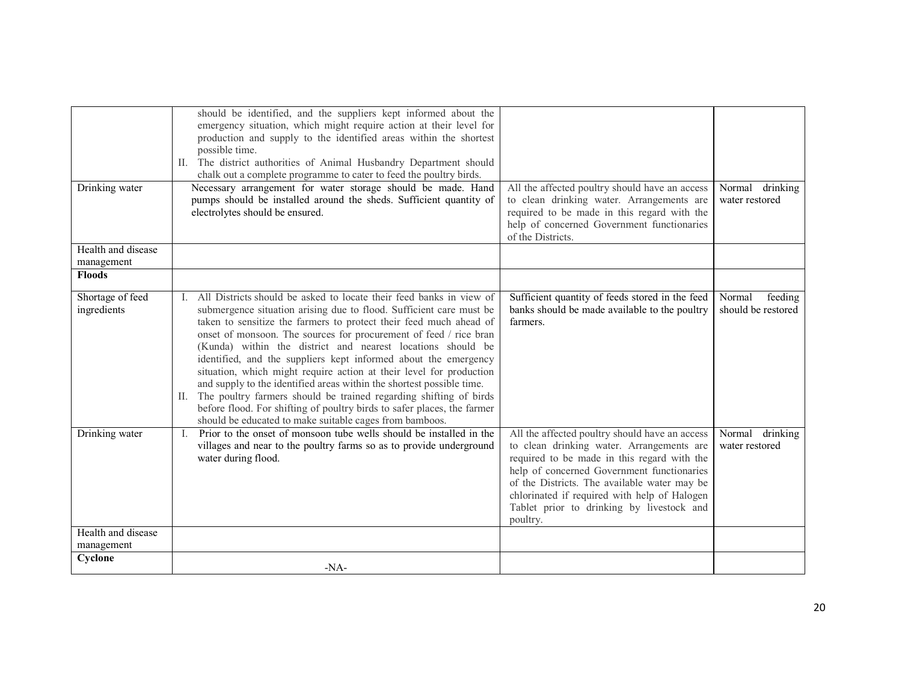|  |  |  |  |
|---|---|---|---|
|  | should be identified, and the suppliers kept informed about the emergency situation, which might require action at their level for production and supply to the identified areas within the shortest possible time.<br>II. The district authorities of Animal Husbandry Department should chalk out a complete programme to cater to feed the poultry birds. |  |  |
| Drinking water | Necessary arrangement for water storage should be made. Hand pumps should be installed around the sheds. Sufficient quantity of electrolytes should be ensured. | All the affected poultry should have an access to clean drinking water. Arrangements are required to be made in this regard with the help of concerned Government functionaries of the Districts. | Normal drinking water restored |
| Health and disease management |  |  |  |
| **Floods** |  |  |  |
| Shortage of feed ingredients | I. All Districts should be asked to locate their feed banks in view of submergence situation arising due to flood. Sufficient care must be taken to sensitize the farmers to protect their feed much ahead of onset of monsoon. The sources for procurement of feed / rice bran (Kunda) within the district and nearest locations should be identified, and the suppliers kept informed about the emergency situation, which might require action at their level for production and supply to the identified areas within the shortest possible time.<br>II. The poultry farmers should be trained regarding shifting of birds before flood. For shifting of poultry birds to safer places, the farmer should be educated to make suitable cages from bamboos. | Sufficient quantity of feeds stored in the feed banks should be made available to the poultry farmers. | Normal feeding should be restored |
| Drinking water | I. Prior to the onset of monsoon tube wells should be installed in the villages and near to the poultry farms so as to provide underground water during flood. | All the affected poultry should have an access to clean drinking water. Arrangements are required to be made in this regard with the help of concerned Government functionaries of the Districts. The available water may be chlorinated if required with help of Halogen Tablet prior to drinking by livestock and poultry. | Normal drinking water restored |
| Health and disease management |  |  |  |
| **Cyclone** | -NA- |  |  |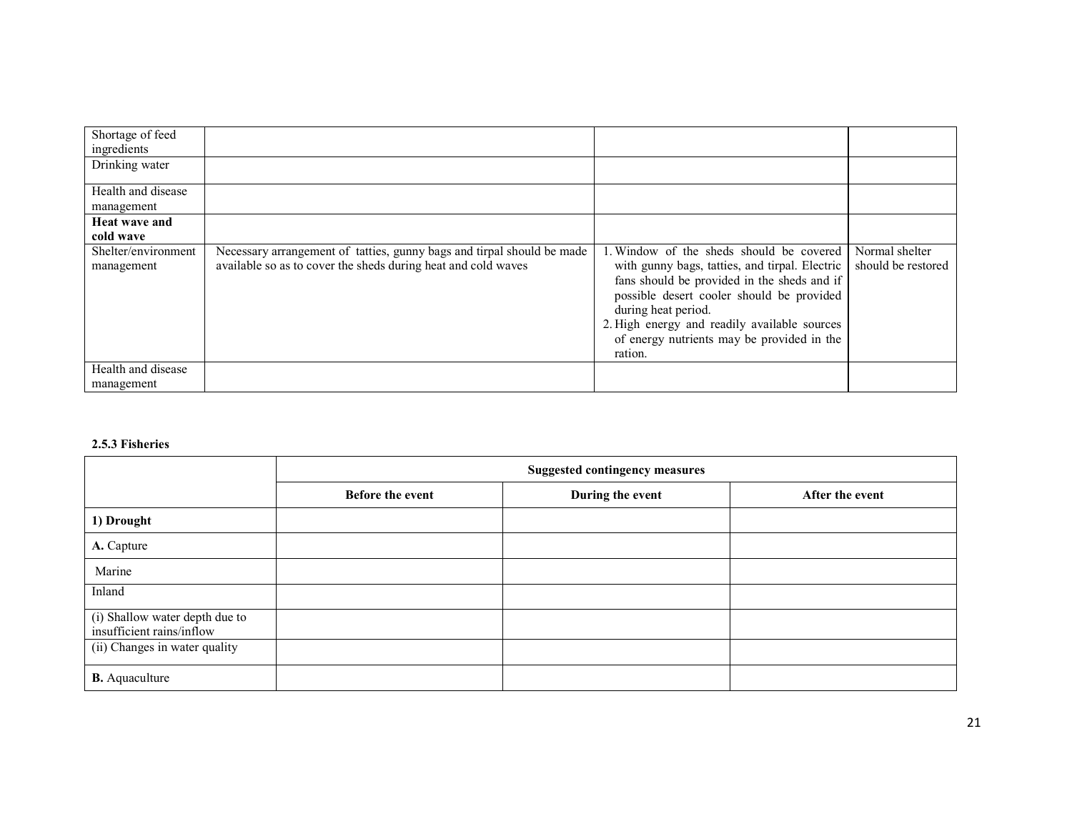| | | | |
|---|---|---|---|
| Shortage of feed ingredients | | | |
| Drinking water | | | |
| Health and disease management | | | |
| **Heat wave and cold wave** | | | |
| Shelter/environment management | Necessary arrangement of tatties, gunny bags and tirpal should be made available so as to cover the sheds during heat and cold waves | 1. Window of the sheds should be covered with gunny bags, tatties, and tirpal. Electric fans should be provided in the sheds and if possible desert cooler should be provided during heat period. 2. High energy and readily available sources of energy nutrients may be provided in the ration. | Normal shelter should be restored |
| Health and disease management | | | |

**2.5.3 Fisheries**

| | Suggested contingency measures | | |
|---|---|---|---|
| | **Before the event** | **During the event** | **After the event** |
| **1) Drought** | | | |
| **A.** Capture | | | |
| Marine | | | |
| Inland | | | |
| (i) Shallow water depth due to insufficient rains/inflow | | | |
| (ii) Changes in water quality | | | |
| **B.** Aquaculture | | | |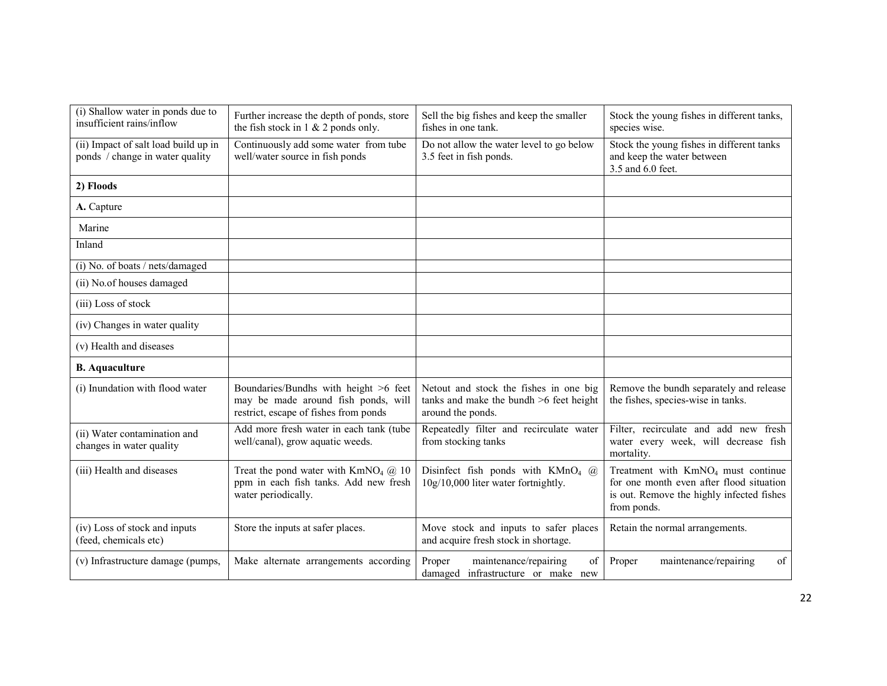| | | | |
|---|---|---|---|
| (i) Shallow water in ponds due to insufficient rains/inflow | Further increase the depth of ponds, store the fish stock in 1 & 2 ponds only. | Sell the big fishes and keep the smaller fishes in one tank. | Stock the young fishes in different tanks, species wise. |
| (ii) Impact of salt load build up in ponds / change in water quality | Continuously add some water from tube well/water source in fish ponds | Do not allow the water level to go below 3.5 feet in fish ponds. | Stock the young fishes in different tanks and keep the water between 3.5 and 6.0 feet. |
| **2) Floods** | | | |
| **A.** Capture | | | |
| Marine | | | |
| Inland | | | |
| (i) No. of boats / nets/damaged | | | |
| (ii) No.of houses damaged | | | |
| (iii) Loss of stock | | | |
| (iv) Changes in water quality | | | |
| (v) Health and diseases | | | |
| **B. Aquaculture** | | | |
| (i) Inundation with flood water | Boundaries/Bundhs with height >6 feet may be made around fish ponds, will restrict, escape of fishes from ponds | Netout and stock the fishes in one big tanks and make the bundh >6 feet height around the ponds. | Remove the bundh separately and release the fishes, species-wise in tanks. |
| (ii) Water contamination and changes in water quality | Add more fresh water in each tank (tube well/canal), grow aquatic weeds. | Repeatedly filter and recirculate water from stocking tanks | Filter, recirculate and add new fresh water every week, will decrease fish mortality. |
| (iii) Health and diseases | Treat the pond water with $KmNO_4$ @ 10 ppm in each fish tanks. Add new fresh water periodically. | Disinfect fish ponds with $KMnO_4$ @ 10g/10,000 liter water fortnightly. | Treatment with $KmNO_4$ must continue for one month even after flood situation is out. Remove the highly infected fishes from ponds. |
| (iv) Loss of stock and inputs (feed, chemicals etc) | Store the inputs at safer places. | Move stock and inputs to safer places and acquire fresh stock in shortage. | Retain the normal arrangements. |
| (v) Infrastructure damage (pumps, | Make alternate arrangements according | Proper maintenance/repairing of damaged infrastructure or make new | Proper maintenance/repairing of |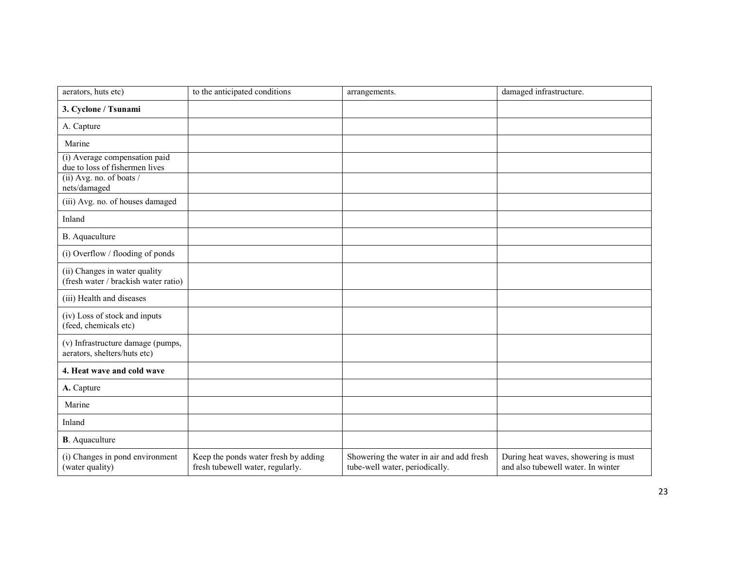| | | | |
|---|---|---|---|
| aerators, huts etc) | to the anticipated conditions | arrangements. | damaged infrastructure. |
| **3. Cyclone / Tsunami** | | | |
| A. Capture | | | |
| Marine | | | |
| (i) Average compensation paid due to loss of fishermen lives | | | |
| (ii) Avg. no. of boats / nets/damaged | | | |
| (iii) Avg. no. of houses damaged | | | |
| Inland | | | |
| B. Aquaculture | | | |
| (i) Overflow / flooding of ponds | | | |
| (ii) Changes in water quality (fresh water / brackish water ratio) | | | |
| (iii) Health and diseases | | | |
| (iv) Loss of stock and inputs (feed, chemicals etc) | | | |
| (v) Infrastructure damage (pumps, aerators, shelters/huts etc) | | | |
| **4. Heat wave and cold wave** | | | |
| **A.** Capture | | | |
| Marine | | | |
| Inland | | | |
| **B**. Aquaculture | | | |
| (i) Changes in pond environment (water quality) | Keep the ponds water fresh by adding fresh tubewell water, regularly. | Showering the water in air and add fresh tube-well water, periodically. | During heat waves, showering is must and also tubewell water. In winter |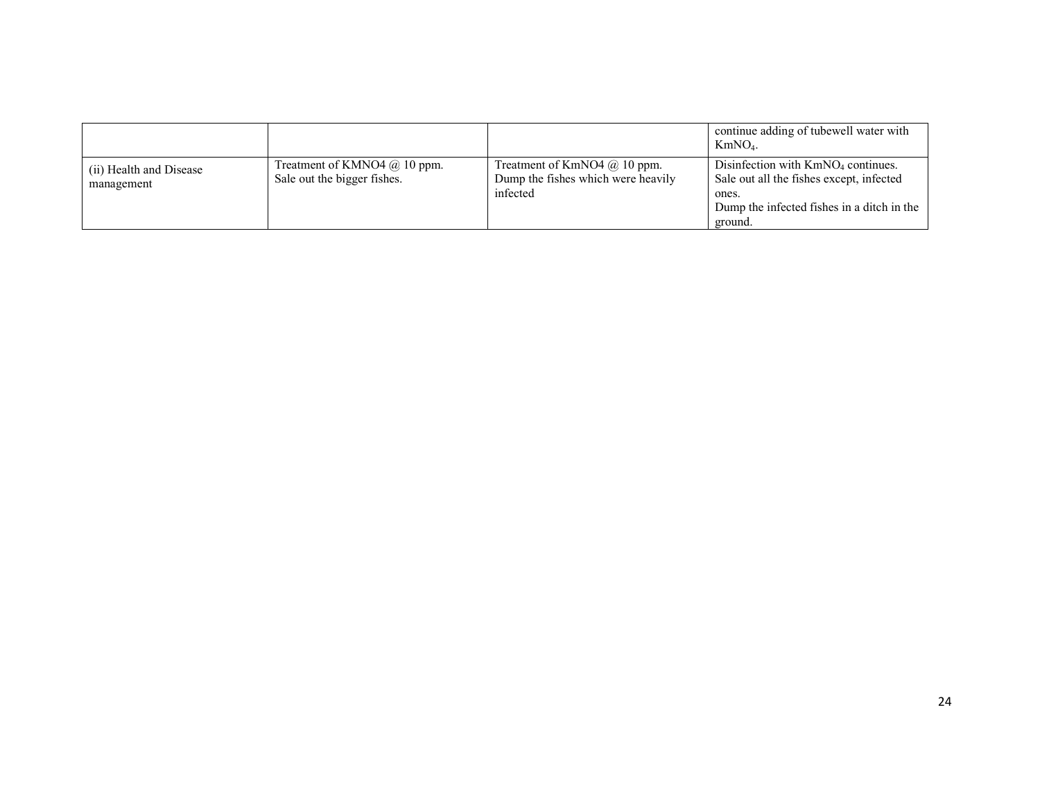| | | | |
|---|---|---|---|
| | | | continue adding of tubewell water with $KmNO_4$. |
| (ii) Health and Disease management | Treatment of KMNO4 @ 10 ppm.<br>Sale out the bigger fishes. | Treatment of KmNO4 @ 10 ppm.<br>Dump the fishes which were heavily infected | Disinfection with $KmNO_4$ continues.<br>Sale out all the fishes except, infected ones.<br>Dump the infected fishes in a ditch in the ground. |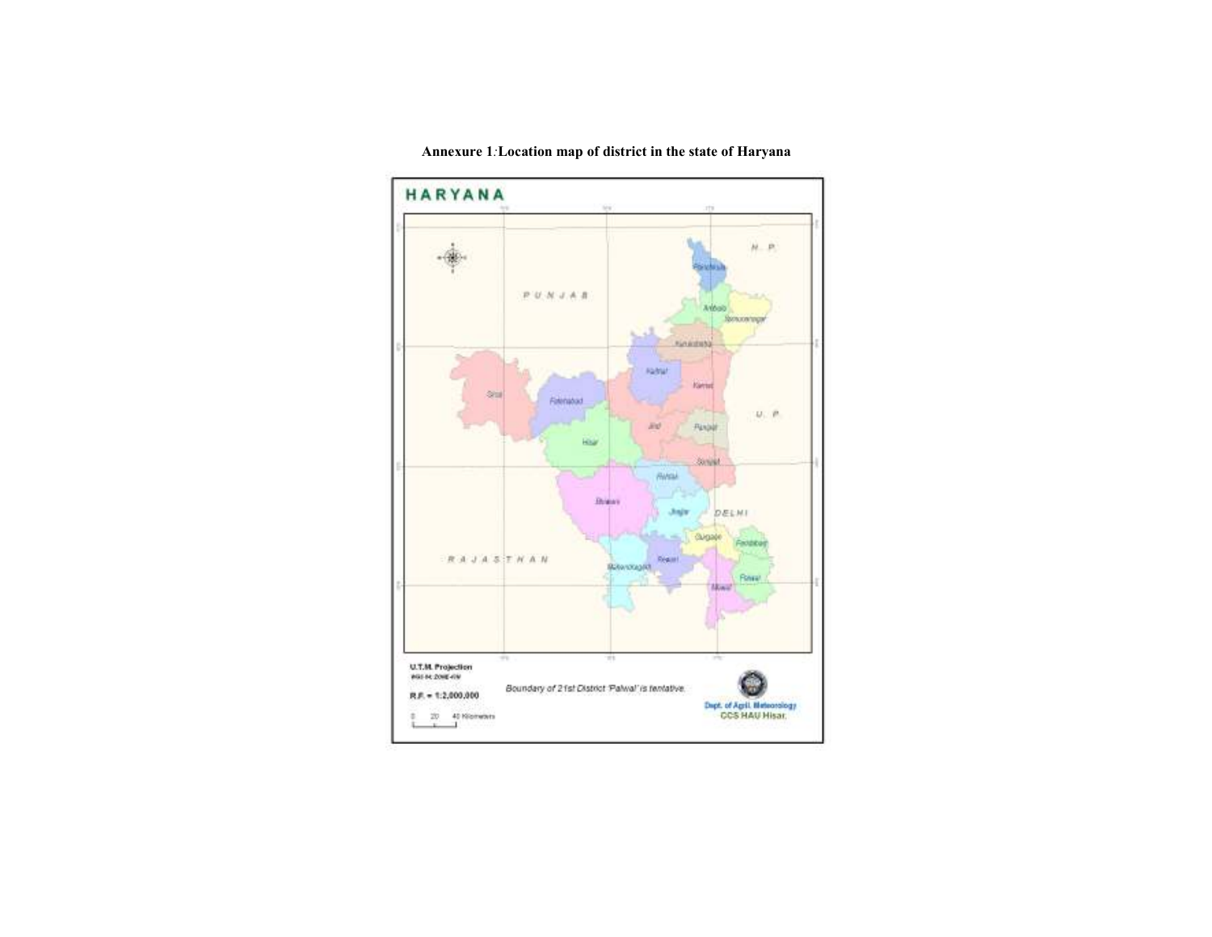**Annexure 1**: **Location map of district in the state of Haryana**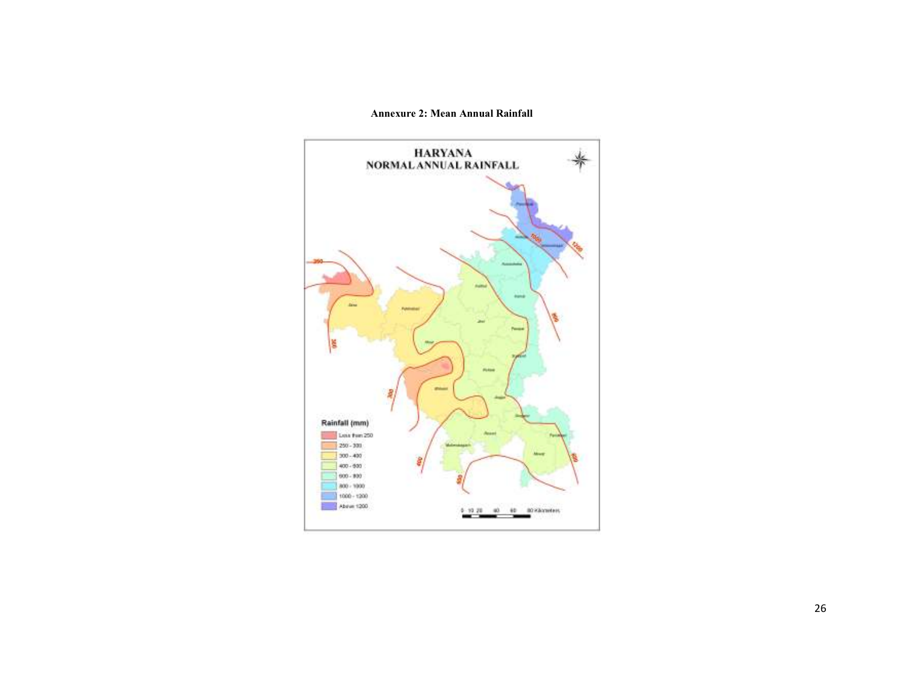**Annexure 2: Mean Annual Rainfall**

HARYANA
NORMAL ANNUAL RAINFALL

Rainfall (mm)

Less than 250

250 - 300

300 - 400

400 - 600

600 - 800

800 - 1000

1000 - 1200

Above 1200

0 10 20 40 60 80 Kilometers